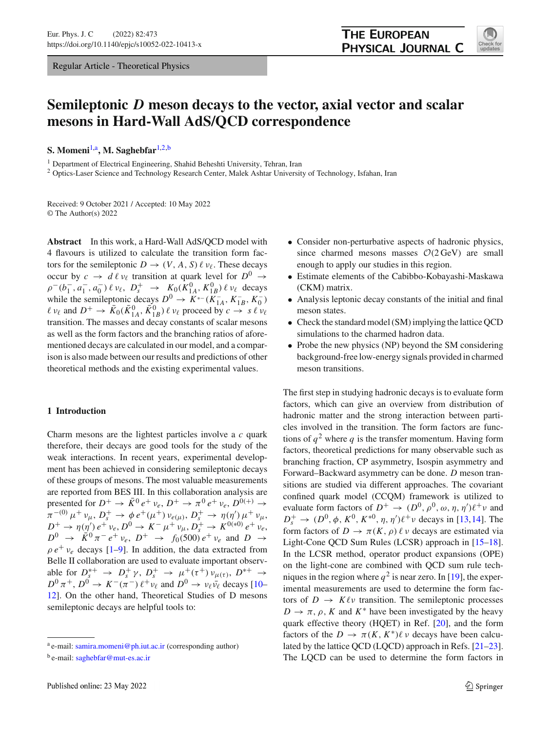Regular Article - Theoretical Physics

# Semileptonic $D$ meson decays to the vector, axial vector and scalar mesons in Hard-Wall AdS/QCD correspondence

**S. Momeni**[1,a], **M. Saghebfar**[1,2,b]

[1] Department of Electrical Engineering, Shahid Beheshti University, Tehran, Iran
[2] Optics-Laser Science and Technology Research Center, Malek Ashtar University of Technology, Isfahan, Iran

Received: 9 October 2021 / Accepted: 10 May 2022
© The Author(s) 2022

**Abstract** In this work, a Hard-Wall AdS/QCD model with 4 flavours is utilized to calculate the transition form factors for the semileptonic $D \to (V, A, S)\, \ell\, \nu_\ell$. These decays occur by $c \to d\, \ell\, \nu_\ell$ transition at quark level for $D^0 \to \rho^-(b_1^-, a_1^-, a_0^-)\, \ell\, \nu_\ell$, $D_s^+ \to K_0(K_{1A}^0, K_{1B}^0)\, \ell\, \nu_\ell$ decays while the semileptonic decays $D^0 \to K^{*-}(K_{1A}^-, K_{1B}^-, K_0^-)\, \ell\, \nu_\ell$ and $D^+ \to \bar{K}_0(\bar{K}_{1A}^0, \bar{K}_{1B}^0)\, \ell\, \nu_\ell$ proceed by $c \to s\, \ell\, \nu_\ell$ transition. The masses and decay constants of scalar mesons as well as the form factors and the branching ratios of aforementioned decays are calculated in our model, and a comparison is also made between our results and predictions of other theoretical methods and the existing experimental values.

## 1 Introduction

Charm mesons are the lightest particles involve a $c$ quark therefore, their decays are good tools for the study of the weak interactions. In recent years, experimental development has been achieved in considering semileptonic decays of these groups of mesons. The most valuable measurements are reported from BES III. In this collaboration analysis are presented for $D^+ \to \bar{K}^0\, e^+\, \nu_e$, $D^+ \to \pi^0\, e^+\, \nu_e$, $D^{0(+)} \to \pi^{-(0)}\, \mu^+\, \nu_\mu$, $D_s^+ \to \phi\, e^+(\mu^+)\, \nu_{e(\mu)}$, $D_s^+ \to \eta(\eta')\, \mu^+\, \nu_\mu$, $D^+ \to \eta(\eta')\, e^+\, \nu_e$, $D^0 \to K^-\, \mu^+\, \nu_\mu$, $D_s^+ \to K^{0(*0)}\, e^+\, \nu_e$, $D^0 \to \bar{K}^0\, \pi^-\, e^+\, \nu_e$, $D^+ \to f_0(500)\, e^+\, \nu_e$ and $D \to \rho\, e^+\, \nu_e$ decays [1–9]. In addition, the data extracted from Belle II collaboration are used to evaluate important observable for $D_s^{*+} \to D_s^+\, \gamma$, $D_s^+ \to \mu^+(\tau^+)\, \nu_{\mu(\tau)}$, $D^{*+} \to D^0\, \pi^+$, $D^0 \to K^-(\pi^-)\, \ell^+ \nu_\ell$ and $D^0 \to \nu_\ell \bar{\nu}_\ell$ decays [10–12]. On the other hand, Theoretical Studies of D mesons semileptonic decays are helpful tools to:

- Consider non-perturbative aspects of hadronic physics, since charmed mesons masses $\mathcal{O}(2\,\text{GeV})$ are small enough to apply our studies in this region.
- Estimate elements of the Cabibbo-Kobayashi-Maskawa (CKM) matrix.
- Analysis leptonic decay constants of the initial and final meson states.
- Check the standard model (SM) implying the lattice QCD simulations to the charmed hadron data.
- Probe the new physics (NP) beyond the SM considering background-free low-energy signals provided in charmed meson transitions.

The first step in studying hadronic decays is to evaluate form factors, which can give an overview from distribution of hadronic matter and the strong interaction between particles involved in the transition. The form factors are functions of $q^2$ where $q$ is the transfer momentum. Having form factors, theoretical predictions for many observable such as branching fraction, CP asymmetry, Isospin asymmetry and Forward–Backward asymmetry can be done. $D$ meson transitions are studied via different approaches. The covariant confined quark model (CCQM) framework is utilized to evaluate form factors of $D^+ \to (D^0, \rho^0, \omega, \eta, \eta')\ell^+\nu$ and $D_s^+ \to (D^0, \phi, K^0, K^{*0}, \eta, \eta')\ell^+\nu$ decays in [13,14]. The form factors of $D \to \pi(K, \rho)\, \ell\, \nu$ decays are estimated via Light-Cone QCD Sum Rules (LCSR) approach in [15–18]. In the LCSR method, operator product expansions (OPE) on the light-cone are combined with QCD sum rule techniques in the region where $q^2$ is near zero. In [19], the experimental measurements are used to determine the form factors of $D \to K\ell\nu$ transition. The semileptonic processes $D \to \pi, \rho, K$ and $K^*$ have been investigated by the heavy quark effective theory (HQET) in Ref. [20], and the form factors of the $D \to \pi(K, K^*)\ell\, \nu$ decays have been calculated by the lattice QCD (LQCD) approach in Refs. [21–23]. The LQCD can be used to determine the form factors in

---

[a] e-mail: samira.momeni@ph.iut.ac.ir (corresponding author)
[b] e-mail: saghebfar@mut-es.ac.ir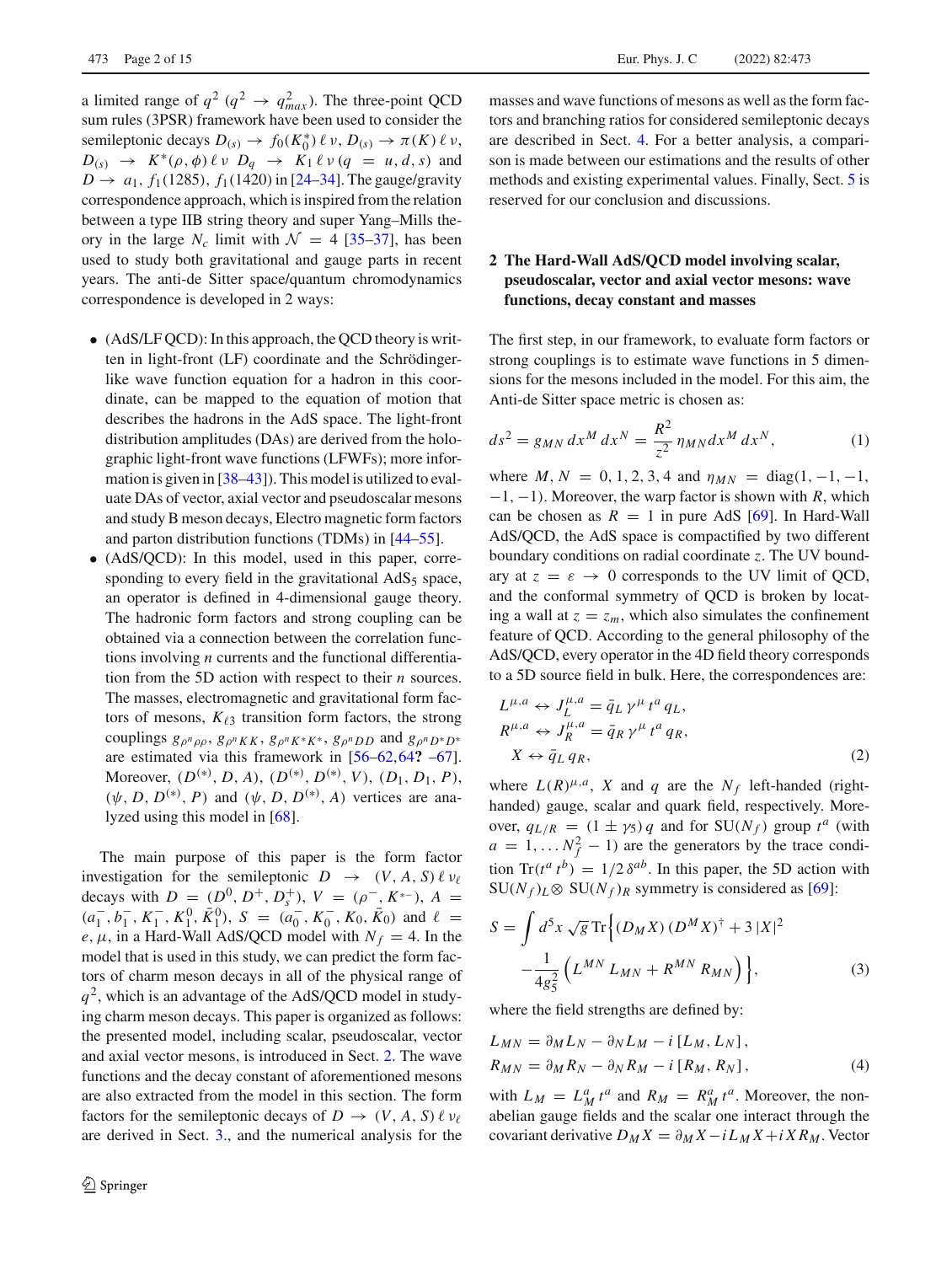a limited range of $q^2$ ($q^2 \to q^2_{max}$). The three-point QCD sum rules (3PSR) framework have been used to consider the semileptonic decays $D_{(s)} \to f_0(K_0^*)\,\ell\,\nu$, $D_{(s)} \to \pi(K)\,\ell\,\nu$, $D_{(s)} \to K^*(\rho,\phi)\,\ell\,\nu$ $D_q \to K_1\,\ell\,\nu$ ($q = u, d, s$) and $D \to a_1$, $f_1(1285)$, $f_1(1420)$ in [24–34]. The gauge/gravity correspondence approach, which is inspired from the relation between a type IIB string theory and super Yang–Mills theory in the large $N_c$ limit with $\mathcal{N} = 4$ [35–37], has been used to study both gravitational and gauge parts in recent years. The anti-de Sitter space/quantum chromodynamics correspondence is developed in 2 ways:

- (AdS/LF QCD): In this approach, the QCD theory is written in light-front (LF) coordinate and the Schrödinger-like wave function equation for a hadron in this coordinate, can be mapped to the equation of motion that describes the hadrons in the AdS space. The light-front distribution amplitudes (DAs) are derived from the holographic light-front wave functions (LFWFs); more information is given in [38–43]). This model is utilized to evaluate DAs of vector, axial vector and pseudoscalar mesons and study B meson decays, Electro magnetic form factors and parton distribution functions (TDMs) in [44–55].
- (AdS/QCD): In this model, used in this paper, corresponding to every field in the gravitational AdS$_5$ space, an operator is defined in 4-dimensional gauge theory. The hadronic form factors and strong coupling can be obtained via a connection between the correlation functions involving $n$ currents and the functional differentiation from the 5D action with respect to their $n$ sources. The masses, electromagnetic and gravitational form factors of mesons, $K_{\ell 3}$ transition form factors, the strong couplings $g_{\rho^n\rho\rho}$, $g_{\rho^n KK}$, $g_{\rho^n K^*K^*}$, $g_{\rho^n DD}$ and $g_{\rho^n D^*D^*}$ are estimated via this framework in [56–62,64**?** –67]. Moreover, $(D^{(*)}, D, A)$, $(D^{(*)}, D^{(*)}, V)$, $(D_1, D_1, P)$, $(\psi, D, D^{(*)}, P)$ and $(\psi, D, D^{(*)}, A)$ vertices are analyzed using this model in [68].

The main purpose of this paper is the form factor investigation for the semileptonic $D \to (V, A, S)\,\ell\,\nu_\ell$ decays with $D = (D^0, D^+, D_s^+)$, $V = (\rho^-, K^{*-})$, $A = (a_1^-, b_1^-, K_1^-, K_1^0, \bar{K}_1^0)$, $S = (a_0^-, K_0^-, K_0, \bar{K}_0)$ and $\ell = e, \mu$, in a Hard-Wall AdS/QCD model with $N_f = 4$. In the model that is used in this study, we can predict the form factors of charm meson decays in all of the physical range of $q^2$, which is an advantage of the AdS/QCD model in studying charm meson decays. This paper is organized as follows: the presented model, including scalar, pseudoscalar, vector and axial vector mesons, is introduced in Sect. 2. The wave functions and the decay constant of aforementioned mesons are also extracted from the model in this section. The form factors for the semileptonic decays of $D \to (V, A, S)\,\ell\,\nu_\ell$ are derived in Sect. 3., and the numerical analysis for the masses and wave functions of mesons as well as the form factors and branching ratios for considered semileptonic decays are described in Sect. 4. For a better analysis, a comparison is made between our estimations and the results of other methods and existing experimental values. Finally, Sect. 5 is reserved for our conclusion and discussions.

## 2 The Hard-Wall AdS/QCD model involving scalar, pseudoscalar, vector and axial vector mesons: wave functions, decay constant and masses

The first step, in our framework, to evaluate form factors or strong couplings is to estimate wave functions in 5 dimensions for the mesons included in the model. For this aim, the Anti-de Sitter space metric is chosen as:

$$ds^2 = g_{MN}\,dx^M\,dx^N = \frac{R^2}{z^2}\,\eta_{MN}dx^M\,dx^N, \tag{1}$$

where $M, N = 0, 1, 2, 3, 4$ and $\eta_{MN} = \mathrm{diag}(1, -1, -1, -1, -1)$. Moreover, the warp factor is shown with $R$, which can be chosen as $R = 1$ in pure AdS [69]. In Hard-Wall AdS/QCD, the AdS space is compactified by two different boundary conditions on radial coordinate $z$. The UV boundary at $z = \varepsilon \to 0$ corresponds to the UV limit of QCD, and the conformal symmetry of QCD is broken by locating a wall at $z = z_m$, which also simulates the confinement feature of QCD. According to the general philosophy of the AdS/QCD, every operator in the 4D field theory corresponds to a 5D source field in bulk. Here, the correspondences are:

$$\begin{aligned}
L^{\mu,a} &\leftrightarrow J_L^{\mu,a} = \bar{q}_L\,\gamma^\mu\,t^a\,q_L,\\
R^{\mu,a} &\leftrightarrow J_R^{\mu,a} = \bar{q}_R\,\gamma^\mu\,t^a\,q_R,\\
X &\leftrightarrow \bar{q}_L\,q_R,
\end{aligned} \tag{2}$$

where $L(R)^{\mu,a}$, $X$ and $q$ are the $N_f$ left-handed (right-handed) gauge, scalar and quark field, respectively. Moreover, $q_{L/R} = (1 \pm \gamma_5)\,q$ and for $\mathrm{SU}(N_f)$ group $t^a$ (with $a = 1, \ldots N_f^2 - 1$) are the generators by the trace condition $\mathrm{Tr}(t^a\,t^b) = 1/2\,\delta^{ab}$. In this paper, the 5D action with $\mathrm{SU}(N_f)_L \otimes \mathrm{SU}(N_f)_R$ symmetry is considered as [69]:

$$\begin{aligned}
S = \int d^5x\,\sqrt{g}\,\mathrm{Tr}\Big\{&(D_M X)\,(D^M X)^\dagger + 3\,|X|^2\\
&-\frac{1}{4g_5^2}\Big(L^{MN}\,L_{MN} + R^{MN}\,R_{MN}\Big)\Big\},
\end{aligned} \tag{3}$$

where the field strengths are defined by:

$$\begin{aligned}
L_{MN} &= \partial_M L_N - \partial_N L_M - i\,[L_M, L_N],\\
R_{MN} &= \partial_M R_N - \partial_N R_M - i\,[R_M, R_N],
\end{aligned} \tag{4}$$

with $L_M = L_M^a\,t^a$ and $R_M = R_M^a\,t^a$. Moreover, the non-abelian gauge fields and the scalar one interact through the covariant derivative $D_M X = \partial_M X - i\,L_M X + i\,X R_M$. Vector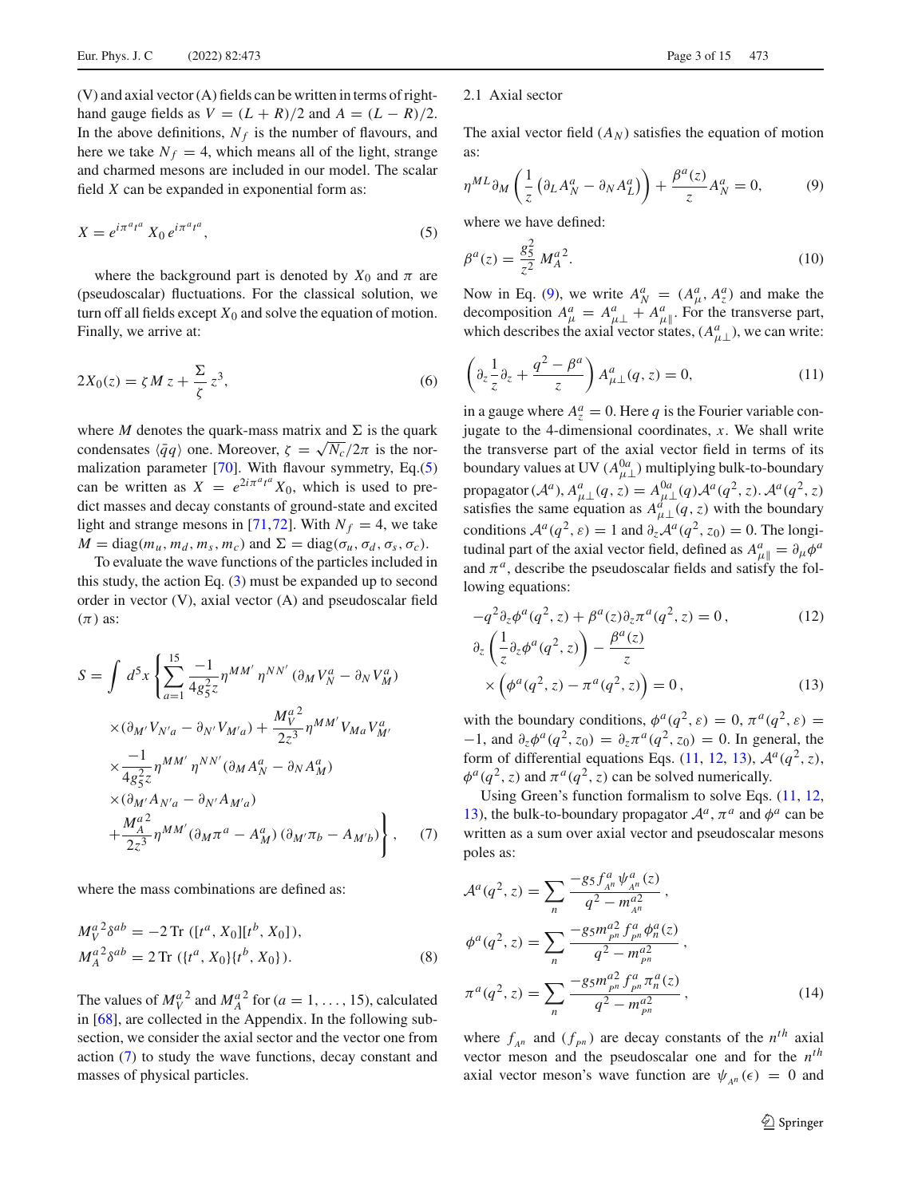(V) and axial vector (A) fields can be written in terms of right-hand gauge fields as $V = (L + R)/2$ and $A = (L - R)/2$. In the above definitions, $N_f$ is the number of flavours, and here we take $N_f = 4$, which means all of the light, strange and charmed mesons are included in our model. The scalar field $X$ can be expanded in exponential form as:

$$X = e^{i\pi^a t^a}\, X_0\, e^{i\pi^a t^a}, \tag{5}$$

where the background part is denoted by $X_0$ and $\pi$ are (pseudoscalar) fluctuations. For the classical solution, we turn off all fields except $X_0$ and solve the equation of motion. Finally, we arrive at:

$$2X_0(z) = \zeta M\, z + \frac{\Sigma}{\zeta}\, z^3, \tag{6}$$

where $M$ denotes the quark-mass matrix and $\Sigma$ is the quark condensates $\langle \bar{q} q\rangle$ one. Moreover, $\zeta = \sqrt{N_c}/2\pi$ is the normalization parameter [70]. With flavour symmetry, Eq.(5) can be written as $X = e^{2i\pi^a t^a} X_0$, which is used to predict masses and decay constants of ground-state and excited light and strange mesons in [71,72]. With $N_f = 4$, we take $M = \mathrm{diag}(m_u, m_d, m_s, m_c)$ and $\Sigma = \mathrm{diag}(\sigma_u, \sigma_d, \sigma_s, \sigma_c)$.

To evaluate the wave functions of the particles included in this study, the action Eq. (3) must be expanded up to second order in vector (V), axial vector (A) and pseudoscalar field ($\pi$) as:

$$\begin{aligned}
S = \int d^5x \Bigg\{ & \sum_{a=1}^{15} \frac{-1}{4g_5^2 z} \eta^{MM'}\, \eta^{NN'} (\partial_M V_N^a - \partial_N V_M^a) \\
& \times (\partial_{M'} V_{N'a} - \partial_{N'} V_{M'a}) + \frac{M_V^{a\,2}}{2z^3} \eta^{MM'} V_{Ma} V_{M'}^a \\
& \times \frac{-1}{4g_5^2 z} \eta^{MM'}\, \eta^{NN'} (\partial_M A_N^a - \partial_N A_M^a) \\
& \times (\partial_{M'} A_{N'a} - \partial_{N'} A_{M'a}) \\
& + \frac{M_A^{a\,2}}{2z^3} \eta^{MM'} (\partial_M \pi^a - A_M^a)\, (\partial_{M'} \pi_b - A_{M'b}) \Bigg\},
\end{aligned} \tag{7}$$

where the mass combinations are defined as:

$$\begin{aligned}
M_V^{a\,2} \delta^{ab} &= -2\, \mathrm{Tr}\, ([t^a, X_0][t^b, X_0]), \\
M_A^{a\,2} \delta^{ab} &= 2\, \mathrm{Tr}\, (\{t^a, X_0\}\{t^b, X_0\}).
\end{aligned} \tag{8}$$

The values of $M_V^{a\,2}$ and $M_A^{a\,2}$ for $(a = 1, \ldots, 15)$, calculated in [68], are collected in the Appendix. In the following subsection, we consider the axial sector and the vector one from action (7) to study the wave functions, decay constant and masses of physical particles.

### 2.1 Axial sector

The axial vector field ($A_N$) satisfies the equation of motion as:

$$\eta^{ML} \partial_M \left( \frac{1}{z} \left( \partial_L A_N^a - \partial_N A_L^a \right) \right) + \frac{\beta^a(z)}{z} A_N^a = 0, \tag{9}$$

where we have defined:

$$\beta^a(z) = \frac{g_5^2}{z^2}\, M_A^{a\,2}. \tag{10}$$

Now in Eq. (9), we write $A_N^a = (A_\mu^a, A_z^a)$ and make the decomposition $A_\mu^a = A_{\mu\perp}^a + A_{\mu\parallel}^a$. For the transverse part, which describes the axial vector states, ($A_{\mu\perp}^a$), we can write:

$$\left( \partial_z \frac{1}{z} \partial_z + \frac{q^2 - \beta^a}{z} \right) A_{\mu\perp}^a(q, z) = 0, \tag{11}$$

in a gauge where $A_z^a = 0$. Here $q$ is the Fourier variable conjugate to the 4-dimensional coordinates, $x$. We shall write the transverse part of the axial vector field in terms of its boundary values at UV ($A_{\mu\perp}^{0a}$) multiplying bulk-to-boundary propagator ($\mathcal{A}^a$), $A_{\mu\perp}^a(q, z) = A_{\mu\perp}^{0a}(q)\mathcal{A}^a(q^2, z)$. $\mathcal{A}^a(q^2, z)$ satisfies the same equation as $A_{\mu\perp}^a(q, z)$ with the boundary conditions $\mathcal{A}^a(q^2, \varepsilon) = 1$ and $\partial_z \mathcal{A}^a(q^2, z_0) = 0$. The longitudinal part of the axial vector field, defined as $A_{\mu\parallel}^a = \partial_\mu \phi^a$ and $\pi^a$, describe the pseudoscalar fields and satisfy the following equations:

$$-q^2 \partial_z \phi^a(q^2, z) + \beta^a(z) \partial_z \pi^a(q^2, z) = 0\,, \tag{12}$$

$$\partial_z \left( \frac{1}{z} \partial_z \phi^a(q^2, z) \right) - \frac{\beta^a(z)}{z} \times \left( \phi^a(q^2, z) - \pi^a(q^2, z) \right) = 0\,, \tag{13}$$

with the boundary conditions, $\phi^a(q^2, \varepsilon) = 0$, $\pi^a(q^2, \varepsilon) = -1$, and $\partial_z \phi^a(q^2, z_0) = \partial_z \pi^a(q^2, z_0) = 0$. In general, the form of differential equations Eqs. (11, 12, 13), $\mathcal{A}^a(q^2, z)$, $\phi^a(q^2, z)$ and $\pi^a(q^2, z)$ can be solved numerically.

Using Green's function formalism to solve Eqs. (11, 12, 13), the bulk-to-boundary propagator $\mathcal{A}^a$, $\pi^a$ and $\phi^a$ can be written as a sum over axial vector and pseudoscalar mesons poles as:

$$\begin{aligned}
\mathcal{A}^a(q^2, z) &= \sum_n \frac{-g_5 f_{A^n}^a\, \psi_{A^n}^a(z)}{q^2 - m_{A^n}^{a2}}\,, \\
\phi^a(q^2, z) &= \sum_n \frac{-g_5 m_{p^n}^{a2}\, f_{p^n}^a\, \phi_n^a(z)}{q^2 - m_{p^n}^{a2}}\,, \\
\pi^a(q^2, z) &= \sum_n \frac{-g_5 m_{p^n}^{a2}\, f_{p^n}^a\, \pi_n^a(z)}{q^2 - m_{p^n}^{a2}}\,,
\end{aligned} \tag{14}$$

where $f_{A^n}$ and ($f_{p^n}$) are decay constants of the $n^{th}$ axial vector meson and the pseudoscalar one and for the $n^{th}$ axial vector meson's wave function are $\psi_{A^n}(\epsilon) = 0$ and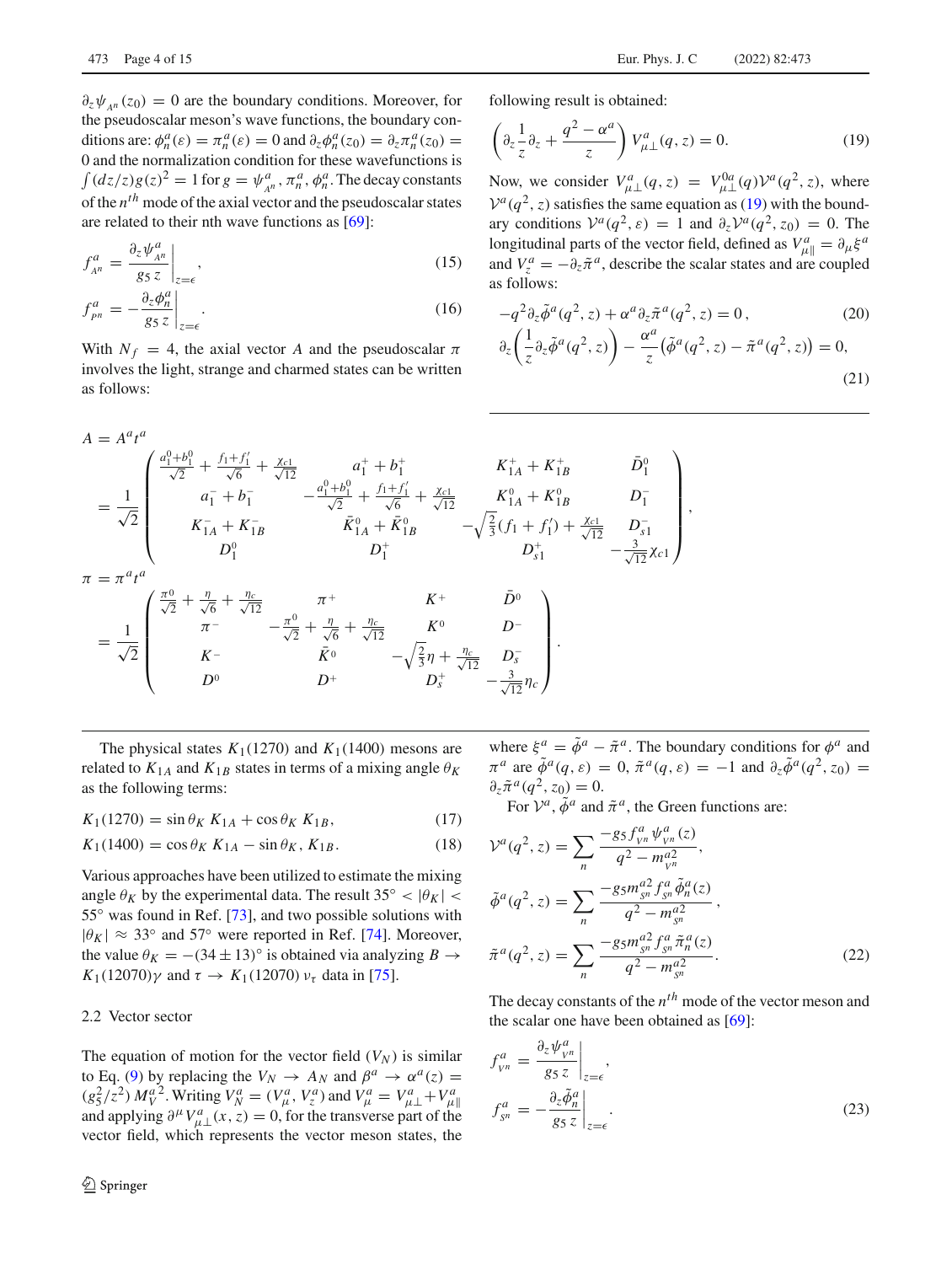$\partial_z \psi_{A^n}(z_0) = 0$ are the boundary conditions. Moreover, for the pseudoscalar meson's wave functions, the boundary conditions are: $\phi_n^a(\varepsilon) = \pi_n^a(\varepsilon) = 0$ and $\partial_z \phi_n^a(z_0) = \partial_z \pi_n^a(z_0) = 0$ and the normalization condition for these wavefunctions is $\int (dz/z) g(z)^2 = 1$ for $g = \psi^a_{A^n}, \pi_n^a, \phi_n^a$. The decay constants of the $n^{th}$ mode of the axial vector and the pseudoscalar states are related to their nth wave functions as [69]:

$$f^a_{A^n} = \left. \frac{\partial_z \psi^a_{A^n}}{g_5\, z} \right|_{z=\epsilon}, \tag{15}$$

$$f^a_{P^n} = -\left. \frac{\partial_z \phi^a_n}{g_5\, z} \right|_{z=\epsilon}. \tag{16}$$

With $N_f = 4$, the axial vector $A$ and the pseudoscalar $\pi$ involves the light, strange and charmed states can be written as follows:

$$A = A^a t^a = \frac{1}{\sqrt{2}} \begin{pmatrix} \frac{a_1^0 + b_1^0}{\sqrt{2}} + \frac{f_1 + f_1'}{\sqrt{6}} + \frac{\chi_{c1}}{\sqrt{12}} & a_1^+ + b_1^+ & K_{1A}^+ + K_{1B}^+ & \bar{D}_1^0 \\ a_1^- + b_1^- & -\frac{a_1^0 + b_1^0}{\sqrt{2}} + \frac{f_1 + f_1'}{\sqrt{6}} + \frac{\chi_{c1}}{\sqrt{12}} & K_{1A}^0 + K_{1B}^0 & D_1^- \\ K_{1A}^- + K_{1B}^- & \bar{K}_{1A}^0 + \bar{K}_{1B}^0 & -\sqrt{\frac{2}{3}}(f_1 + f_1') + \frac{\chi_{c1}}{\sqrt{12}} & D_{s1}^- \\ D_1^0 & D_1^+ & D_{s1}^+ & -\frac{3}{\sqrt{12}}\chi_{c1} \end{pmatrix},$$

$$\pi = \pi^a t^a = \frac{1}{\sqrt{2}} \begin{pmatrix} \frac{\pi^0}{\sqrt{2}} + \frac{\eta}{\sqrt{6}} + \frac{\eta_c}{\sqrt{12}} & \pi^+ & K^+ & \bar{D}^0 \\ \pi^- & -\frac{\pi^0}{\sqrt{2}} + \frac{\eta}{\sqrt{6}} + \frac{\eta_c}{\sqrt{12}} & K^0 & D^- \\ K^- & \bar{K}^0 & -\sqrt{\frac{2}{3}}\eta + \frac{\eta_c}{\sqrt{12}} & D_s^- \\ D^0 & D^+ & D_s^+ & -\frac{3}{\sqrt{12}}\eta_c \end{pmatrix}.$$

The physical states $K_1(1270)$ and $K_1(1400)$ mesons are related to $K_{1A}$ and $K_{1B}$ states in terms of a mixing angle $\theta_K$ as the following terms:

$$K_1(1270) = \sin\theta_K\, K_{1A} + \cos\theta_K\, K_{1B}, \tag{17}$$

$$K_1(1400) = \cos\theta_K\, K_{1A} - \sin\theta_K,\, K_{1B}. \tag{18}$$

Various approaches have been utilized to estimate the mixing angle $\theta_K$ by the experimental data. The result $35^\circ < |\theta_K| < 55^\circ$ was found in Ref. [73], and two possible solutions with $|\theta_K| \approx 33^\circ$ and $57^\circ$ were reported in Ref. [74]. Moreover, the value $\theta_K = -(34 \pm 13)^\circ$ is obtained via analyzing $B \to K_1(12070)\gamma$ and $\tau \to K_1(12070)\,\nu_\tau$ data in [75].

### 2.2 Vector sector

The equation of motion for the vector field ($V_N$) is similar to Eq. (9) by replacing the $V_N \to A_N$ and $\beta^a \to \alpha^a(z) = (g_5^2/z^2)\, M_V^{a\,2}$. Writing $V_N^a = (V_\mu^a, V_z^a)$ and $V_\mu^a = V_{\mu\perp}^a + V_{\mu\parallel}^a$ and applying $\partial^\mu V_{\mu\perp}^a(x,z) = 0$, for the transverse part of the vector field, which represents the vector meson states, the following result is obtained:

$$\left( \partial_z \frac{1}{z} \partial_z + \frac{q^2 - \alpha^a}{z} \right) V^a_{\mu\perp}(q, z) = 0. \tag{19}$$

Now, we consider $V^a_{\mu\perp}(q,z) = V^{0a}_{\mu\perp}(q)\mathcal{V}^a(q^2, z)$, where $\mathcal{V}^a(q^2, z)$ satisfies the same equation as (19) with the boundary conditions $\mathcal{V}^a(q^2, \varepsilon) = 1$ and $\partial_z \mathcal{V}^a(q^2, z_0) = 0$. The longitudinal parts of the vector field, defined as $V^a_{\mu\parallel} = \partial_\mu \xi^a$ and $V_z^a = -\partial_z \tilde{\pi}^a$, describe the scalar states and are coupled as follows:

$$-q^2 \partial_z \tilde{\phi}^a(q^2, z) + \alpha^a \partial_z \tilde{\pi}^a(q^2, z) = 0\,, \tag{20}$$

$$\partial_z \left( \frac{1}{z} \partial_z \tilde{\phi}^a(q^2, z) \right) - \frac{\alpha^a}{z} \left( \tilde{\phi}^a(q^2, z) - \tilde{\pi}^a(q^2, z) \right) = 0, \tag{21}$$

where $\xi^a = \tilde{\phi}^a - \tilde{\pi}^a$. The boundary conditions for $\phi^a$ and $\pi^a$ are $\tilde{\phi}^a(q, \varepsilon) = 0$, $\tilde{\pi}^a(q, \varepsilon) = -1$ and $\partial_z \tilde{\phi}^a(q^2, z_0) = \partial_z \tilde{\pi}^a(q^2, z_0) = 0$.

For $\mathcal{V}^a$, $\tilde{\phi}^a$ and $\tilde{\pi}^a$, the Green functions are:

$$\mathcal{V}^a(q^2, z) = \sum_n \frac{-g_5 f^a_{V^n} \psi^a_{V^n}(z)}{q^2 - m^{a2}_{V^n}},$$

$$\tilde{\phi}^a(q^2, z) = \sum_n \frac{-g_5 m^{a2}_{S^n} f^a_{S^n} \tilde{\phi}^a_n(z)}{q^2 - m^{a2}_{S^n}}\,,$$

$$\tilde{\pi}^a(q^2, z) = \sum_n \frac{-g_5 m^{a2}_{S^n} f^a_{S^n} \tilde{\pi}^a_n(z)}{q^2 - m^{a2}_{S^n}}. \tag{22}$$

The decay constants of the $n^{th}$ mode of the vector meson and the scalar one have been obtained as [69]:

$$f^a_{V^n} = \left. \frac{\partial_z \psi^a_{V^n}}{g_5\, z} \right|_{z=\epsilon},$$

$$f^a_{S^n} = -\left. \frac{\partial_z \tilde{\phi}^a_n}{g_5\, z} \right|_{z=\epsilon}. \tag{23}$$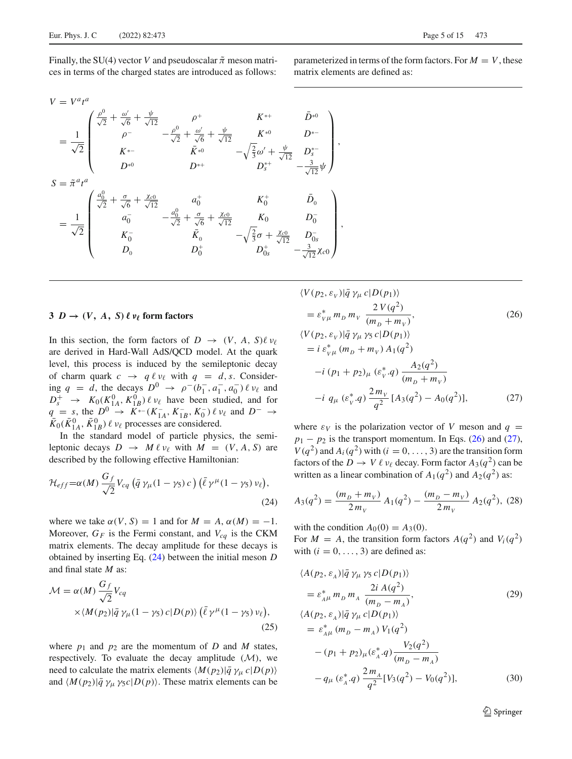Finally, the SU(4) vector $V$ and pseudoscalar $\tilde{\pi}$ meson matrices in terms of the charged states are introduced as follows:

$$
V = V^a t^a
= \frac{1}{\sqrt{2}} \begin{pmatrix} \frac{\rho^0}{\sqrt{2}} + \frac{\omega'}{\sqrt{6}} + \frac{\psi}{\sqrt{12}} & \rho^+ & K^{*+} & \bar{D}^{*0} \\ \rho^- & -\frac{\rho^0}{\sqrt{2}} + \frac{\omega'}{\sqrt{6}} + \frac{\psi}{\sqrt{12}} & K^{*0} & D^{*-} \\ K^{*-} & \bar{K}^{*0} & -\sqrt{\frac{2}{3}}\omega' + \frac{\psi}{\sqrt{12}} & D_s^{*-} \\ D^{*0} & D^{*+} & D_s^{*+} & -\frac{3}{\sqrt{12}}\psi \end{pmatrix},
$$

$$
S = \tilde{\pi}^a t^a
= \frac{1}{\sqrt{2}} \begin{pmatrix} \frac{a_0^0}{\sqrt{2}} + \frac{\sigma}{\sqrt{6}} + \frac{\chi_{c0}}{\sqrt{12}} & a_0^+ & K_0^+ & \bar{D}_0 \\ a_0^- & -\frac{a_0^0}{\sqrt{2}} + \frac{\sigma}{\sqrt{6}} + \frac{\chi_{c0}}{\sqrt{12}} & K_0 & D_0^- \\ K_0^- & \bar{K}_0 & -\sqrt{\frac{2}{3}}\sigma + \frac{\chi_{c0}}{\sqrt{12}} & D_{0s}^- \\ D_0 & D_0^+ & D_{0s}^+ & -\frac{3}{\sqrt{12}}\chi_{c0} \end{pmatrix},
$$

## 3 $D \to (V, A, S)\,\ell\,\nu_\ell$ form factors

In this section, the form factors of $D \to (V, A, S)\ell\,\nu_\ell$ are derived in Hard-Wall AdS/QCD model. At the quark level, this process is induced by the semileptonic decay of charm quark $c \to q\,\ell\,\nu_\ell$ with $q = d, s$. Considering $q = d$, the decays $D^0 \to \rho^-(b_1^-, a_1^-, a_0^-)\,\ell\,\nu_\ell$ and $D_s^+ \to K_0(K_{1A}^0, K_{1B}^0)\,\ell\,\nu_\ell$ have been studied, and for $q = s$, the $D^0 \to K^{*-}(K_{1A}^-, K_{1B}^-, K_0^-)\,\ell\,\nu_\ell$ and $D^- \to \bar{K}_0(\bar{K}_{1A}^0, \bar{K}_{1B}^0)\,\ell\,\nu_\ell$ processes are considered.

In the standard model of particle physics, the semileptonic decays $D \to M\,\ell\,\nu_\ell$ with $M = (V, A, S)$ are described by the following effective Hamiltonian:

$$
\mathcal{H}_{eff} = \alpha(M)\,\frac{G_f}{\sqrt{2}} V_{cq}\,\big(\bar{q}\,\gamma_\mu(1-\gamma_5)\,c\big)\,\big(\bar{\ell}\,\gamma^\mu(1-\gamma_5)\,\nu_\ell\big), \tag{24}
$$

where we take $\alpha(V, S) = 1$ and for $M = A$, $\alpha(M) = -1$. Moreover, $G_F$ is the Fermi constant, and $V_{cq}$ is the CKM matrix elements. The decay amplitude for these decays is obtained by inserting Eq. (24) between the initial meson $D$ and final state $M$ as:

$$
\mathcal{M} = \alpha(M)\,\frac{G_f}{\sqrt{2}} V_{cq} \times \langle M(p_2)|\bar{q}\,\gamma_\mu(1-\gamma_5)\,c|D(p)\rangle\,\big(\bar{\ell}\,\gamma^\mu(1-\gamma_5)\,\nu_\ell\big), \tag{25}
$$

where $p_1$ and $p_2$ are the momentum of $D$ and $M$ states, respectively. To evaluate the decay amplitude ($\mathcal{M}$), we need to calculate the matrix elements $\langle M(p_2)|\bar{q}\,\gamma_\mu\,c|D(p)\rangle$ and $\langle M(p_2)|\bar{q}\,\gamma_\mu\,\gamma_5 c|D(p)\rangle$. These matrix elements can be parameterized in terms of the form factors. For $M = V$, these matrix elements are defined as:

$$
\langle V(p_2, \varepsilon_V)|\bar{q}\,\gamma_\mu\,c|D(p_1)\rangle = \varepsilon^*_{V\mu}\,m_D\,m_V\,\frac{2\,V(q^2)}{(m_D + m_V)}, \tag{26}
$$

$$
\begin{aligned}
\langle V(p_2, \varepsilon_V)|\bar{q}\,\gamma_\mu\,\gamma_5\,c|D(p_1)\rangle
&= i\,\varepsilon^*_{V\mu}\,(m_D + m_V)\,A_1(q^2) \\
&\quad - i\,(p_1 + p_2)_\mu\,(\varepsilon^*_V.q)\,\frac{A_2(q^2)}{(m_D + m_V)} \\
&\quad - i\,q_\mu\,(\varepsilon^*_V.q)\,\frac{2\,m_V}{q^2}\,[A_3(q^2) - A_0(q^2)],
\end{aligned} \tag{27}
$$

where $\varepsilon_V$ is the polarization vector of $V$ meson and $q = p_1 - p_2$ is the transport momentum. In Eqs. (26) and (27), $V(q^2)$ and $A_i(q^2)$ with $(i = 0, \ldots, 3)$ are the transition form factors of the $D \to V\,\ell\,\nu_\ell$ decay. Form factor $A_3(q^2)$ can be written as a linear combination of $A_1(q^2)$ and $A_2(q^2)$ as:

$$
A_3(q^2) = \frac{(m_D + m_V)}{2\,m_V}\,A_1(q^2) - \frac{(m_D - m_V)}{2\,m_V}\,A_2(q^2), \tag{28}
$$

with the condition $A_0(0) = A_3(0)$.

For $M = A$, the transition form factors $A(q^2)$ and $V_i(q^2)$ with $(i = 0, \ldots, 3)$ are defined as:

$$
\langle A(p_2, \varepsilon_A)|\bar{q}\,\gamma_\mu\,\gamma_5\,c|D(p_1)\rangle = \varepsilon^*_{A\mu}\,m_D\,m_A\,\frac{2i\,A(q^2)}{(m_D - m_A)}, \tag{29}
$$

$$
\begin{aligned}
\langle A(p_2, \varepsilon_A)|\bar{q}\,\gamma_\mu\,c|D(p_1)\rangle
&= \varepsilon^*_{A\mu}\,(m_D - m_A)\,V_1(q^2) \\
&\quad - (p_1 + p_2)_\mu(\varepsilon^*_A.q)\,\frac{V_2(q^2)}{(m_D - m_A)} \\
&\quad - q_\mu\,(\varepsilon^*_A.q)\,\frac{2\,m_A}{q^2}[V_3(q^2) - V_0(q^2)],
\end{aligned} \tag{30}
$$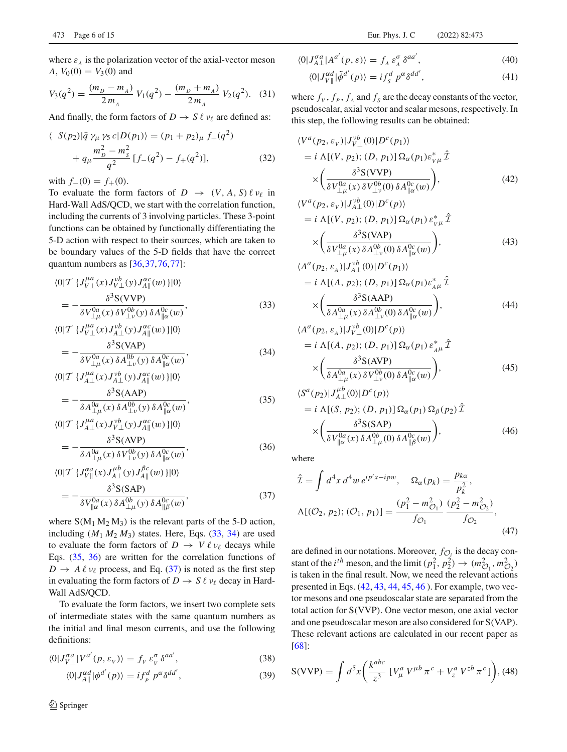where $\varepsilon_{_A}$ is the polarization vector of the axial-vector meson $A$, $V_0(0) = V_3(0)$ and

$$V_3(q^2) = \frac{(m_{_D} - m_{_A})}{2\,m_{_A}}\, V_1(q^2) - \frac{(m_{_D} + m_{_A})}{2\,m_{_A}}\, V_2(q^2). \quad (31)$$

And finally, the form factors of $D \to S\,\ell\,\nu_\ell$ are defined as:

$$\langle\ S(p_2)|\bar{q}\,\gamma_\mu\,\gamma_5\,c|D(p_1)\rangle = (p_1 + p_2)_\mu\, f_+(q^2) + q_\mu \frac{m_{_D}^2 - m_{_S}^2}{q^2}\,[f_-(q^2) - f_+(q^2)], \quad (32)$$

with $f_-(0) = f_+(0)$.

To evaluate the form factors of $D \to (V, A, S)\,\ell\,\nu_\ell$ in Hard-Wall AdS/QCD, we start with the correlation function, including the currents of 3 involving particles. These 3-point functions can be obtained by functionally differentiating the 5-D action with respect to their sources, which are taken to be boundary values of the 5-D fields that have the correct quantum numbers as [36,37,76,77]:

$$\langle 0|\mathcal{T}\ \{J^{\mu a}_{V\perp}(x) J^{\nu b}_{V\perp}(y) J^{\alpha c}_{A\parallel}(w)\}|0\rangle = -\frac{\delta^3 \mathrm{S(VVP)}}{\delta V^{0a}_{\perp\mu}(x)\,\delta V^{0b}_{\perp\nu}(y)\,\delta A^{0c}_{\parallel\alpha}(w)}, \quad (33)$$

$$\langle 0|\mathcal{T}\ \{J^{\mu a}_{V\perp}(x) J^{\nu b}_{A\perp}(y) J^{\alpha c}_{A\parallel}(w)\}|0\rangle = -\frac{\delta^3 \mathrm{S(VAP)}}{\delta V^{0a}_{\perp\mu}(x)\,\delta A^{0b}_{\perp\nu}(y)\,\delta A^{0c}_{\parallel\alpha}(w)}, \quad (34)$$

$$\langle 0|\mathcal{T}\ \{J^{\mu a}_{A\perp}(x) J^{\nu b}_{A\perp}(y) J^{\alpha c}_{A\parallel}(w)\}|0\rangle = -\frac{\delta^3 \mathrm{S(AAP)}}{\delta A^{0a}_{\perp\mu}(x)\,\delta A^{0b}_{\perp\nu}(y)\,\delta A^{0c}_{\parallel\alpha}(w)}, \quad (35)$$

$$\langle 0|\mathcal{T}\ \{J^{\mu a}_{A\perp}(x) J^{\nu b}_{V\perp}(y) J^{\alpha c}_{A\parallel}(w)\}|0\rangle = -\frac{\delta^3 \mathrm{S(AVP)}}{\delta A^{0a}_{\perp\mu}(x)\,\delta V^{0b}_{\perp\nu}(y)\,\delta A^{0c}_{\parallel\alpha}(w)}, \quad (36)$$

$$\langle 0|\mathcal{T}\ \{J^{\alpha a}_{V\parallel}(x) J^{\mu b}_{A\perp}(y) J^{\beta c}_{A\parallel}(w)\}|0\rangle = -\frac{\delta^3 \mathrm{S(SAP)}}{\delta V^{0a}_{\parallel\alpha}(x)\,\delta A^{0b}_{\perp\mu}(y)\,\delta A^{0c}_{\parallel\beta}(w)}, \quad (37)$$

where $\mathrm{S(M_1\,M_2\,M_3)}$ is the relevant parts of the 5-D action, including $(M_1\,M_2\,M_3)$ states. Here, Eqs. (33, 34) are used to evaluate the form factors of $D \to V\,\ell\,\nu_\ell$ decays while Eqs. (35, 36) are written for the correlation functions of $D \to A\,\ell\,\nu_\ell$ process, and Eq. (37) is noted as the first step in evaluating the form factors of $D \to S\,\ell\,\nu_\ell$ decay in Hard-Wall AdS/QCD.

To evaluate the form factors, we insert two complete sets of intermediate states with the same quantum numbers as the initial and final meson currents, and use the following definitions:

$$\langle 0|J^{\sigma a}_{V\perp}|V^{a'}(p, \varepsilon_{_V})\rangle = f_{_V}\,\varepsilon^\sigma_{_V}\,\delta^{aa'}, \quad (38)$$

$$\langle 0|J^{\alpha d}_{A\parallel}|\phi^{d'}(p)\rangle = i f^d_{_P}\,p^\alpha \delta^{dd'}, \quad (39)$$

$$\langle 0|J^{\sigma a}_{A\perp}|A^{a'}(p, \varepsilon)\rangle = f_{_A}\,\varepsilon^\sigma_{_A}\,\delta^{aa'}, \quad (40)$$

$$\langle 0|J^{\alpha d}_{V\parallel}|\tilde{\phi}^{d'}(p)\rangle = i f^d_{_S}\,p^\alpha \delta^{dd'}, \quad (41)$$

where $f_{_V}$, $f_{_P}$, $f_{_A}$ and $f_{_S}$ are the decay constants of the vector, pseudoscalar, axial vector and scalar mesons, respectively. In this step, the following results can be obtained:

$$\langle V^a(p_2, \varepsilon_{_V})|J^{\nu b}_{V\perp}(0)|D^c(p_1)\rangle = i\,\Lambda[(V, p_2); (D, p_1)]\,\Omega_\alpha(p_1)\varepsilon^*_{_V\mu}\,\hat{\mathcal{I}} \times \left(\frac{\delta^3 \mathrm{S(VVP)}}{\delta V^{0a}_{\perp\mu}(x)\,\delta V^{0b}_{\perp\nu}(0)\,\delta A^{0c}_{\parallel\alpha}(w)}\right), \quad (42)$$

$$\langle V^a(p_2, \varepsilon_{_V})|J^{\nu b}_{A\perp}(0)|D^c(p)\rangle = i\,\Lambda[(V, p_2); (D, p_1)]\,\Omega_\alpha(p_1)\,\varepsilon^*_{_V\mu}\,\hat{\mathcal{I}} \times \left(\frac{\delta^3 \mathrm{S(VAP)}}{\delta V^{0a}_{\perp\mu}(x)\,\delta A^{0b}_{\perp\nu}(0)\,\delta A^{0c}_{\parallel\alpha}(w)}\right), \quad (43)$$

$$\langle A^a(p_2, \varepsilon_{_A})|J^{\nu b}_{A\perp}(0)|D^c(p_1)\rangle = i\,\Lambda[(A, p_2); (D, p_1)]\,\Omega_\alpha(p_1)\varepsilon^*_{_A\mu}\,\hat{\mathcal{I}} \times \left(\frac{\delta^3 \mathrm{S(AAP)}}{\delta A^{0a}_{\perp\mu}(x)\,\delta A^{0b}_{\perp\nu}(0)\,\delta A^{0c}_{\parallel\alpha}(w)}\right), \quad (44)$$

$$\langle A^a(p_2, \varepsilon_{_A})|J^{\nu b}_{V\perp}(0)|D^c(p)\rangle = i\,\Lambda[(A, p_2); (D, p_1)]\,\Omega_\alpha(p_1)\,\varepsilon^*_{_A\mu}\,\hat{\mathcal{I}} \times \left(\frac{\delta^3 \mathrm{S(AVP)}}{\delta A^{0a}_{\perp\mu}(x)\,\delta V^{0b}_{\perp\nu}(0)\,\delta A^{0c}_{\parallel\alpha}(w)}\right), \quad (45)$$

$$\langle S^a(p_2)|J^{\mu b}_{A\perp}(0)|D^c(p)\rangle = i\,\Lambda[(S, p_2); (D, p_1)]\,\Omega_\alpha(p_1)\,\Omega_\beta(p_2)\,\hat{\mathcal{I}} \times \left(\frac{\delta^3 \mathrm{S(SAP)}}{\delta V^{0a}_{\parallel\alpha}(x)\,\delta A^{0b}_{\perp\mu}(0)\,\delta A^{0c}_{\parallel\beta}(w)}\right), \quad (46)$$

where

$$\hat{\mathcal{I}} = \int d^4x\, d^4w\, e^{ip'x - ipw}, \quad \Omega_\alpha(p_k) = \frac{p_{k\alpha}}{p_k^2},$$
$$\Lambda[(\mathcal{O}_2, p_2); (\mathcal{O}_1, p_1)] = \frac{(p_1^2 - m^2_{\mathcal{O}_1})}{f_{\mathcal{O}_1}}\,\frac{(p_2^2 - m^2_{\mathcal{O}_2})}{f_{\mathcal{O}_2}}, \quad (47)$$

are defined in our notations. Moreover, $f_{\mathcal{O}_i}$ is the decay constant of the $i^{th}$ meson, and the limit $(p_1^2, p_2^2) \to (m^2_{\mathcal{O}_1}, m^2_{\mathcal{O}_2})$ is taken in the final result. Now, we need the relevant actions presented in Eqs. (42, 43, 44, 45, 46). For example, two vector mesons and one pseudoscalar state are separated from the total action for S(VVP). One vector meson, one axial vector and one pseudoscalar meson are also considered for S(VAP). These relevant actions are calculated in our recent paper as [68]:

$$\mathrm{S(VVP)} = \int d^5x \left(\frac{k^{abc}}{z^3}\,[V^a_\mu\,V^{\mu b}\,\pi^c + V^a_z\,V^{zb}\,\pi^c]\right), (48)$$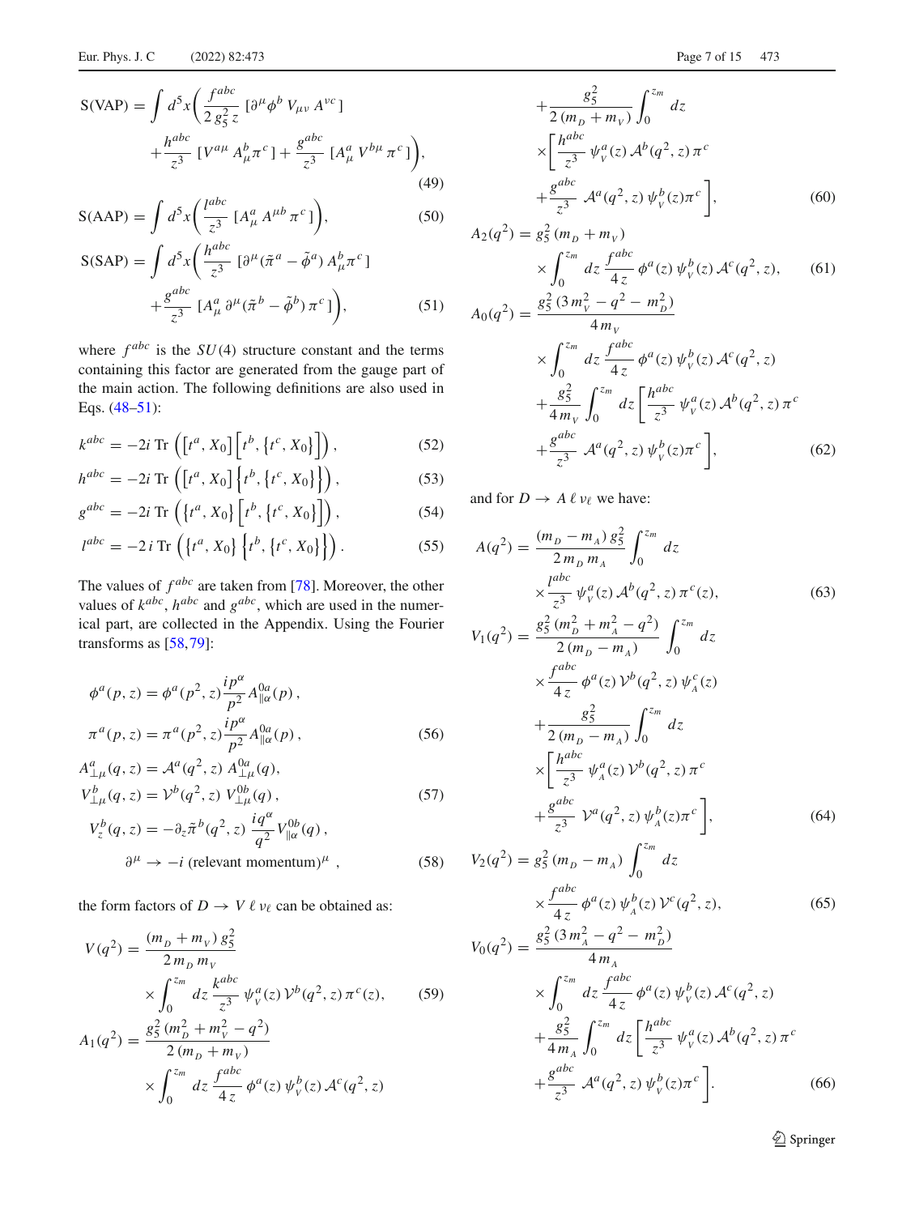$$\mathrm{S(VAP)} = \int d^5x \left( \frac{f^{abc}}{2\, g_5^2\, z} \left[\partial^\mu \phi^b\, V_{\mu\nu}\, A^{\nu c}\right] + \frac{h^{abc}}{z^3} \left[V^{a\mu}\, A_\mu^b \pi^c\right] + \frac{g^{abc}}{z^3} \left[A_\mu^a\, V^{b\mu}\, \pi^c\right] \right), \tag{49}$$

$$\mathrm{S(AAP)} = \int d^5x \left( \frac{l^{abc}}{z^3} \left[A_\mu^a\, A^{\mu b}\, \pi^c\right] \right), \tag{50}$$

$$\mathrm{S(SAP)} = \int d^5x \left( \frac{h^{abc}}{z^3} \left[\partial^\mu (\tilde{\pi}^a - \tilde{\phi}^a)\, A_\mu^b \pi^c\right] + \frac{g^{abc}}{z^3} \left[A_\mu^a\, \partial^\mu (\tilde{\pi}^b - \tilde{\phi}^b)\, \pi^c\right] \right), \tag{51}$$

where $f^{abc}$ is the $SU(4)$ structure constant and the terms containing this factor are generated from the gauge part of the main action. The following definitions are also used in Eqs. (48–51):

$$k^{abc} = -2i\, \mathrm{Tr}\left( \left[t^a, X_0\right] \left[t^b, \left\{t^c, X_0\right\}\right] \right), \tag{52}$$

$$h^{abc} = -2i\, \mathrm{Tr}\left( \left[t^a, X_0\right] \left\{t^b, \left\{t^c, X_0\right\}\right\} \right), \tag{53}$$

$$g^{abc} = -2i\, \mathrm{Tr}\left( \left\{t^a, X_0\right\} \left[t^b, \left\{t^c, X_0\right\}\right] \right), \tag{54}$$

$$l^{abc} = -2\, i\, \mathrm{Tr}\left( \left\{t^a, X_0\right\} \left\{t^b, \left\{t^c, X_0\right\}\right\} \right). \tag{55}$$

The values of $f^{abc}$ are taken from [78]. Moreover, the other values of $k^{abc}$, $h^{abc}$ and $g^{abc}$, which are used in the numerical part, are collected in the Appendix. Using the Fourier transforms as [58,79]:

$$\phi^a(p,z) = \phi^a(p^2,z) \frac{i p^\alpha}{p^2} A^{0a}_{\parallel\alpha}(p)\,,$$
$$\pi^a(p,z) = \pi^a(p^2,z) \frac{i p^\alpha}{p^2} A^{0a}_{\parallel\alpha}(p)\,, \tag{56}$$

$$A^a_{\perp\mu}(q,z) = \mathcal{A}^a(q^2,z)\, A^{0a}_{\perp\mu}(q),$$
$$V^b_{\perp\mu}(q,z) = \mathcal{V}^b(q^2,z)\, V^{0b}_{\perp\mu}(q)\,, \tag{57}$$

$$V^b_z(q,z) = -\partial_z \tilde{\pi}^b(q^2,z)\, \frac{i q^\alpha}{q^2} V^{0b}_{\parallel\alpha}(q)\,,$$
$$\partial^\mu \to -i\ (\text{relevant momentum})^\mu\ , \tag{58}$$

the form factors of $D \to V\, \ell\, \nu_\ell$ can be obtained as:

$$V(q^2) = \frac{(m_D + m_V)\, g_5^2}{2\, m_D\, m_V} \times \int_0^{z_m} dz\, \frac{k^{abc}}{z^3}\, \psi_V^a(z)\, \mathcal{V}^b(q^2,z)\, \pi^c(z), \tag{59}$$

$$\begin{aligned} A_1(q^2) = {} & \frac{g_5^2\,(m_D^2 + m_V^2 - q^2)}{2\,(m_D + m_V)} \times \int_0^{z_m} dz\, \frac{f^{abc}}{4\,z}\, \phi^a(z)\, \psi_V^b(z)\, \mathcal{A}^c(q^2,z) \\ & + \frac{g_5^2}{2\,(m_D + m_V)} \int_0^{z_m} dz \times \left[ \frac{h^{abc}}{z^3}\, \psi_V^a(z)\, \mathcal{A}^b(q^2,z)\, \pi^c + \frac{g^{abc}}{z^3}\, \mathcal{A}^a(q^2,z)\, \psi_V^b(z) \pi^c \right], \end{aligned} \tag{60}$$

$$A_2(q^2) = g_5^2\,(m_D + m_V) \times \int_0^{z_m} dz\, \frac{f^{abc}}{4\,z}\, \phi^a(z)\, \psi_V^b(z)\, \mathcal{A}^c(q^2,z), \tag{61}$$

$$\begin{aligned} A_0(q^2) = {} & \frac{g_5^2\,(3\,m_V^2 - q^2 - m_D^2)}{4\,m_V} \times \int_0^{z_m} dz\, \frac{f^{abc}}{4\,z}\, \phi^a(z)\, \psi_V^b(z)\, \mathcal{A}^c(q^2,z) \\ & + \frac{g_5^2}{4\,m_V} \int_0^{z_m} dz \left[ \frac{h^{abc}}{z^3}\, \psi_V^a(z)\, \mathcal{A}^b(q^2,z)\, \pi^c + \frac{g^{abc}}{z^3}\, \mathcal{A}^a(q^2,z)\, \psi_V^b(z) \pi^c \right], \end{aligned} \tag{62}$$

and for $D \to A\, \ell\, \nu_\ell$ we have:

$$A(q^2) = \frac{(m_D - m_A)\, g_5^2}{2\, m_D\, m_A} \int_0^{z_m} dz \times \frac{l^{abc}}{z^3}\, \psi_V^a(z)\, \mathcal{A}^b(q^2,z)\, \pi^c(z), \tag{63}$$

$$\begin{aligned} V_1(q^2) = {} & \frac{g_5^2\,(m_D^2 + m_A^2 - q^2)}{2\,(m_D - m_A)} \int_0^{z_m} dz \times \frac{f^{abc}}{4\,z}\, \phi^a(z)\, \mathcal{V}^b(q^2,z)\, \psi_A^c(z) \\ & + \frac{g_5^2}{2\,(m_D - m_A)} \int_0^{z_m} dz \times \left[ \frac{h^{abc}}{z^3}\, \psi_A^a(z)\, \mathcal{V}^b(q^2,z)\, \pi^c + \frac{g^{abc}}{z^3}\, \mathcal{V}^a(q^2,z)\, \psi_A^b(z) \pi^c \right], \end{aligned} \tag{64}$$

$$V_2(q^2) = g_5^2\,(m_D - m_A) \int_0^{z_m} dz \times \frac{f^{abc}}{4\,z}\, \phi^a(z)\, \psi_A^b(z)\, \mathcal{V}^c(q^2,z), \tag{65}$$

$$\begin{aligned} V_0(q^2) = {} & \frac{g_5^2\,(3\,m_A^2 - q^2 - m_D^2)}{4\,m_A} \times \int_0^{z_m} dz\, \frac{f^{abc}}{4\,z}\, \phi^a(z)\, \psi_V^b(z)\, \mathcal{A}^c(q^2,z) \\ & + \frac{g_5^2}{4\,m_A} \int_0^{z_m} dz \left[ \frac{h^{abc}}{z^3}\, \psi_V^a(z)\, \mathcal{A}^b(q^2,z)\, \pi^c + \frac{g^{abc}}{z^3}\, \mathcal{A}^a(q^2,z)\, \psi_V^b(z) \pi^c \right]. \end{aligned} \tag{66}$$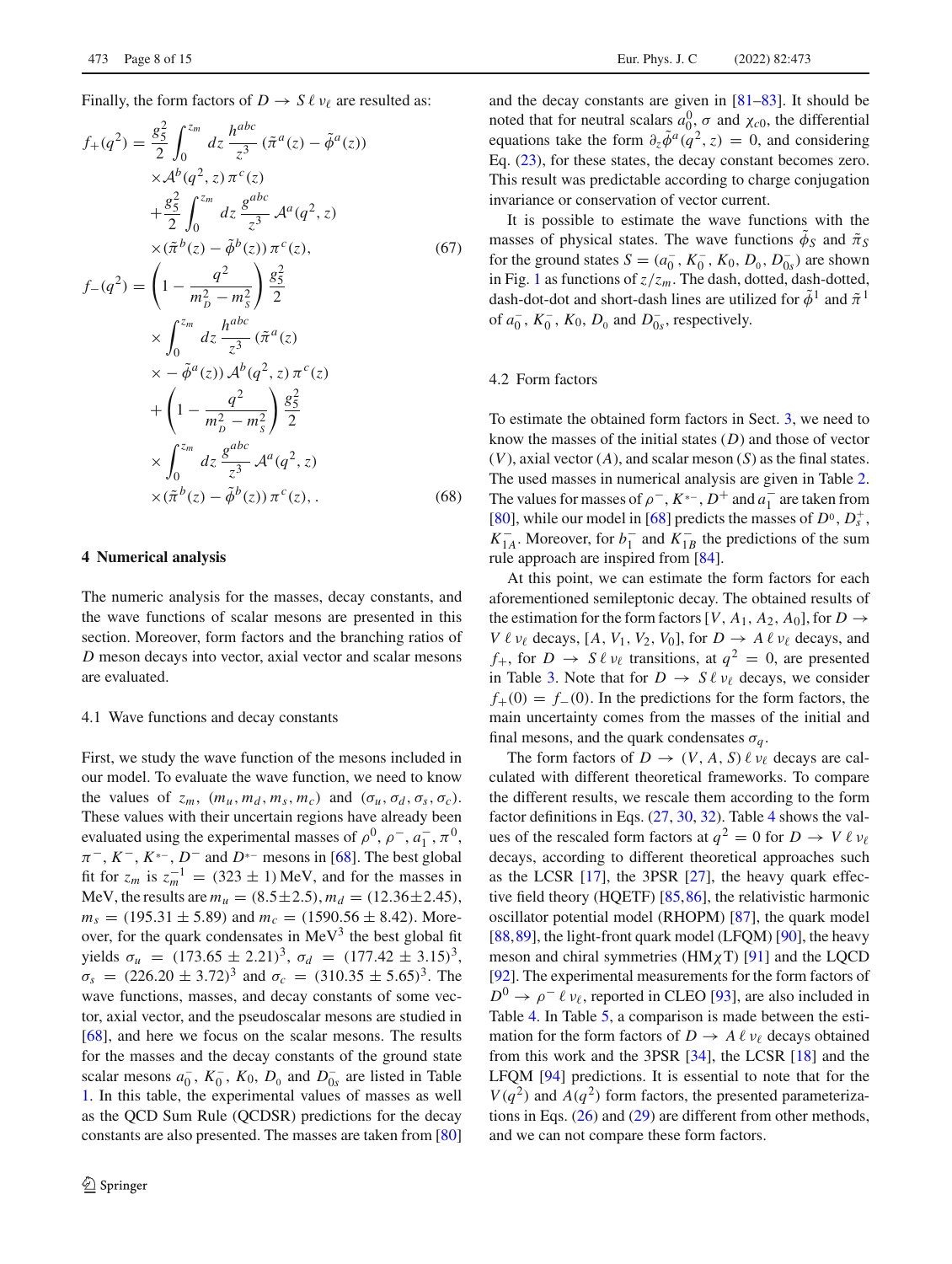Finally, the form factors of $D \to S\,\ell\,\nu_\ell$ are resulted as:

$$
\begin{aligned}
f_+(q^2) &= \frac{g_5^2}{2}\int_0^{z_m} dz\, \frac{h^{abc}}{z^3}\,(\tilde{\pi}^a(z) - \tilde{\phi}^a(z)) \\
&\quad \times \mathcal{A}^b(q^2, z)\,\pi^c(z) \\
&\quad + \frac{g_5^2}{2}\int_0^{z_m} dz\, \frac{g^{abc}}{z^3}\,\mathcal{A}^a(q^2, z) \\
&\quad \times (\tilde{\pi}^b(z) - \tilde{\phi}^b(z))\,\pi^c(z),
\end{aligned} \tag{67}
$$

$$
\begin{aligned}
f_-(q^2) &= \left(1 - \frac{q^2}{m_D^2 - m_S^2}\right)\frac{g_5^2}{2} \\
&\quad \times \int_0^{z_m} dz\, \frac{h^{abc}}{z^3}\,(\tilde{\pi}^a(z) \\
&\quad \times - \tilde{\phi}^a(z))\,\mathcal{A}^b(q^2, z)\,\pi^c(z) \\
&\quad + \left(1 - \frac{q^2}{m_D^2 - m_S^2}\right)\frac{g_5^2}{2} \\
&\quad \times \int_0^{z_m} dz\, \frac{g^{abc}}{z^3}\,\mathcal{A}^a(q^2, z) \\
&\quad \times (\tilde{\pi}^b(z) - \tilde{\phi}^b(z))\,\pi^c(z), .
\end{aligned} \tag{68}
$$

## 4 Numerical analysis

The numeric analysis for the masses, decay constants, and the wave functions of scalar mesons are presented in this section. Moreover, form factors and the branching ratios of $D$ meson decays into vector, axial vector and scalar mesons are evaluated.

### 4.1 Wave functions and decay constants

First, we study the wave function of the mesons included in our model. To evaluate the wave function, we need to know the values of $z_m$, $(m_u, m_d, m_s, m_c)$ and $(\sigma_u, \sigma_d, \sigma_s, \sigma_c)$. These values with their uncertain regions have already been evaluated using the experimental masses of $\rho^0$, $\rho^-$, $a_1^-$, $\pi^0$, $\pi^-$, $K^-$, $K^{*-}$, $D^-$ and $D^{*-}$ mesons in [68]. The best global fit for $z_m$ is $z_m^{-1} = (323 \pm 1)$ MeV, and for the masses in MeV, the results are $m_u = (8.5 \pm 2.5)$, $m_d = (12.36 \pm 2.45)$, $m_s = (195.31 \pm 5.89)$ and $m_c = (1590.56 \pm 8.42)$. Moreover, for the quark condensates in MeV$^3$ the best global fit yields $\sigma_u = (173.65 \pm 2.21)^3$, $\sigma_d = (177.42 \pm 3.15)^3$, $\sigma_s = (226.20 \pm 3.72)^3$ and $\sigma_c = (310.35 \pm 5.65)^3$. The wave functions, masses, and decay constants of some vector, axial vector, and the pseudoscalar mesons are studied in [68], and here we focus on the scalar mesons. The results for the masses and the decay constants of the ground state scalar mesons $a_0^-$, $K_0^-$, $K_0$, $D_0$ and $D_{0s}^-$ are listed in Table 1. In this table, the experimental values of masses as well as the QCD Sum Rule (QCDSR) predictions for the decay constants are also presented. The masses are taken from [80] and the decay constants are given in [81–83]. It should be noted that for neutral scalars $a_0^0$, $\sigma$ and $\chi_{c0}$, the differential equations take the form $\partial_z \tilde{\phi}^a(q^2, z) = 0$, and considering Eq. (23), for these states, the decay constant becomes zero. This result was predictable according to charge conjugation invariance or conservation of vector current.

It is possible to estimate the wave functions with the masses of physical states. The wave functions $\tilde{\phi}_S$ and $\tilde{\pi}_S$ for the ground states $S = (a_0^-, K_0^-, K_0, D_0, D_{0s}^-)$ are shown in Fig. 1 as functions of $z/z_m$. The dash, dotted, dash-dotted, dash-dot-dot and short-dash lines are utilized for $\tilde{\phi}^1$ and $\tilde{\pi}^1$ of $a_0^-$, $K_0^-$, $K_0$, $D_0$ and $D_{0s}^-$, respectively.

### 4.2 Form factors

To estimate the obtained form factors in Sect. 3, we need to know the masses of the initial states ($D$) and those of vector ($V$), axial vector ($A$), and scalar meson ($S$) as the final states. The used masses in numerical analysis are given in Table 2. The values for masses of $\rho^-$, $K^{*-}$, $D^+$ and $a_1^-$ are taken from [80], while our model in [68] predicts the masses of $D^0$, $D_s^+$, $K_{1A}^-$. Moreover, for $b_1^-$ and $K_{1B}^-$ the predictions of the sum rule approach are inspired from [84].

At this point, we can estimate the form factors for each aforementioned semileptonic decay. The obtained results of the estimation for the form factors $[V, A_1, A_2, A_0]$, for $D \to V\,\ell\,\nu_\ell$ decays, $[A, V_1, V_2, V_0]$, for $D \to A\,\ell\,\nu_\ell$ decays, and $f_+$, for $D \to S\,\ell\,\nu_\ell$ transitions, at $q^2 = 0$, are presented in Table 3. Note that for $D \to S\,\ell\,\nu_\ell$ decays, we consider $f_+(0) = f_-(0)$. In the predictions for the form factors, the main uncertainty comes from the masses of the initial and final mesons, and the quark condensates $\sigma_q$.

The form factors of $D \to (V, A, S)\,\ell\,\nu_\ell$ decays are calculated with different theoretical frameworks. To compare the different results, we rescale them according to the form factor definitions in Eqs. (27, 30, 32). Table 4 shows the values of the rescaled form factors at $q^2 = 0$ for $D \to V\,\ell\,\nu_\ell$ decays, according to different theoretical approaches such as the LCSR [17], the 3PSR [27], the heavy quark effective field theory (HQETF) [85,86], the relativistic harmonic oscillator potential model (RHOPM) [87], the quark model [88,89], the light-front quark model (LFQM) [90], the heavy meson and chiral symmetries (HM$\chi$T) [91] and the LQCD [92]. The experimental measurements for the form factors of $D^0 \to \rho^-\,\ell\,\nu_\ell$, reported in CLEO [93], are also included in Table 4. In Table 5, a comparison is made between the estimation for the form factors of $D \to A\,\ell\,\nu_\ell$ decays obtained from this work and the 3PSR [34], the LCSR [18] and the LFQM [94] predictions. It is essential to note that for the $V(q^2)$ and $A(q^2)$ form factors, the presented parameterizations in Eqs. (26) and (29) are different from other methods, and we can not compare these form factors.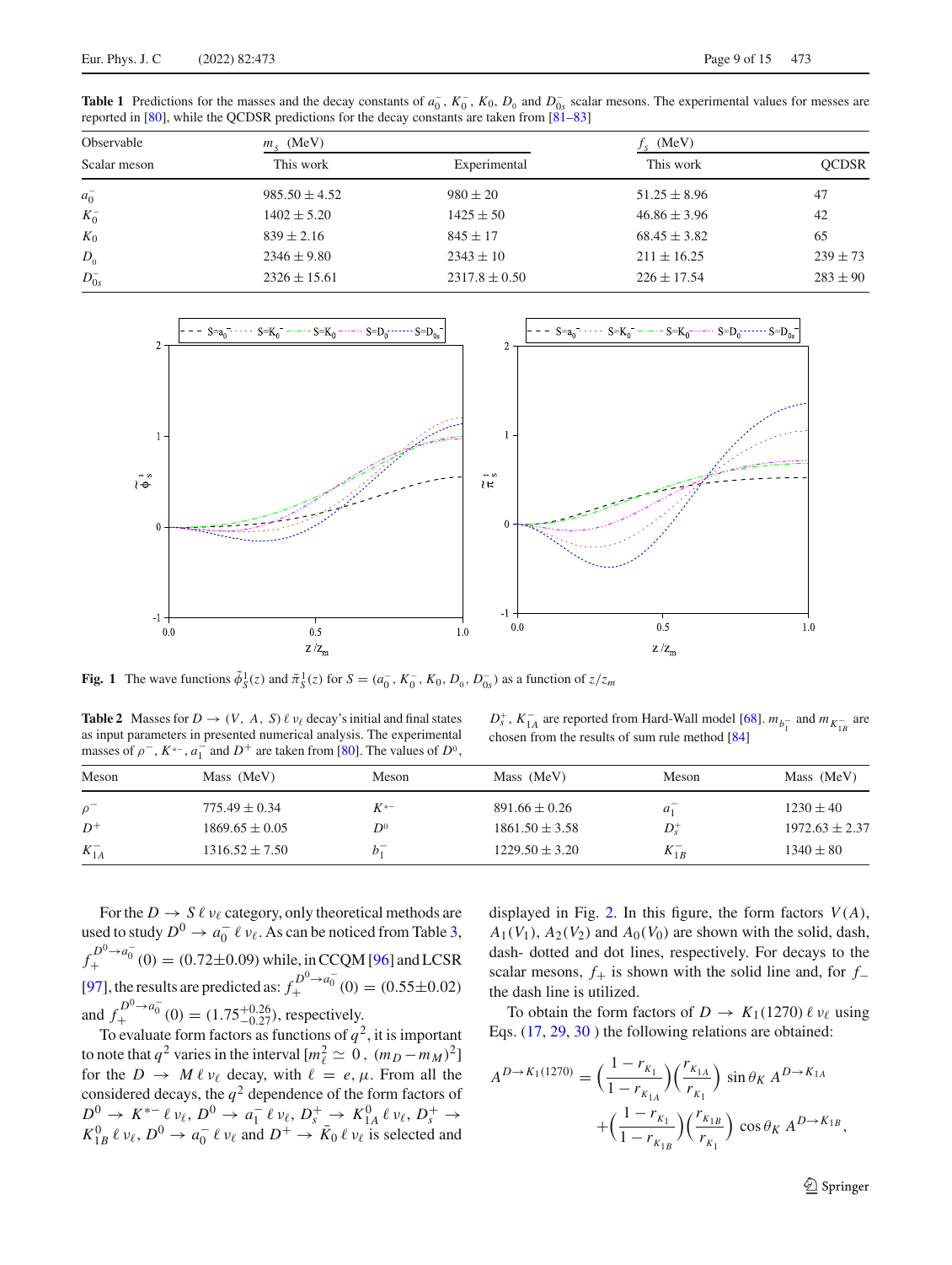**Table 1** Predictions for the masses and the decay constants of $a_0^-$, $K_0^-$, $K_0$, $D_0$ and $D_{0s}^-$ scalar mesons. The experimental values for messes are reported in [80], while the QCDSR predictions for the decay constants are taken from [81–83]

| Observable | $m_S$ (MeV) | | $f_S$ (MeV) | |
|---|---|---|---|---|
| Scalar meson | This work | Experimental | This work | QCDSR |
| $a_0^-$ | $985.50 \pm 4.52$ | $980 \pm 20$ | $51.25 \pm 8.96$ | 47 |
| $K_0^-$ | $1402 \pm 5.20$ | $1425 \pm 50$ | $46.86 \pm 3.96$ | 42 |
| $K_0$ | $839 \pm 2.16$ | $845 \pm 17$ | $68.45 \pm 3.82$ | 65 |
| $D_0$ | $2346 \pm 9.80$ | $2343 \pm 10$ | $211 \pm 16.25$ | $239 \pm 73$ |
| $D_{0s}^-$ | $2326 \pm 15.61$ | $2317.8 \pm 0.50$ | $226 \pm 17.54$ | $283 \pm 90$ |

**Fig. 1** The wave functions $\tilde{\phi}_S^1(z)$ and $\tilde{\pi}_S^1(z)$ for $S = (a_0^-, K_0^-, K_0, D_0, D_{0s}^-)$ as a function of $z/z_m$

**Table 2** Masses for $D \to (V,\ A,\ S)\,\ell\,\nu_\ell$ decay's initial and final states as input parameters in presented numerical analysis. The experimental masses of $\rho^-$, $K^{*-}$, $a_1^-$ and $D^+$ are taken from [80]. The values of $D^0$, $D_s^+$, $K_{1A}^-$ are reported from Hard-Wall model [68]. $m_{b_1^-}$ and $m_{K_{1B}^-}$ are chosen from the results of sum rule method [84]

| Meson | Mass (MeV) | Meson | Mass (MeV) | Meson | Mass (MeV) |
|---|---|---|---|---|---|
| $\rho^-$ | $775.49 \pm 0.34$ | $K^{*-}$ | $891.66 \pm 0.26$ | $a_1^-$ | $1230 \pm 40$ |
| $D^+$ | $1869.65 \pm 0.05$ | $D^0$ | $1861.50 \pm 3.58$ | $D_s^+$ | $1972.63 \pm 2.37$ |
| $K_{1A}^-$ | $1316.52 \pm 7.50$ | $b_1^-$ | $1229.50 \pm 3.20$ | $K_{1B}^-$ | $1340 \pm 80$ |

For the $D \to S\,\ell\,\nu_\ell$ category, only theoretical methods are used to study $D^0 \to a_0^-\,\ell\,\nu_\ell$. As can be noticed from Table 3, $f_+^{D^0\to a_0^-}(0) = (0.72\pm0.09)$ while, in CCQM [96] and LCSR [97], the results are predicted as: $f_+^{D^0\to a_0^-}(0) = (0.55\pm0.02)$ and $f_+^{D^0\to a_0^-}(0) = (1.75^{+0.26}_{-0.27})$, respectively.

To evaluate form factors as functions of $q^2$, it is important to note that $q^2$ varies in the interval $[m_\ell^2 \simeq 0\,,\ (m_D - m_M)^2]$ for the $D \to M\,\ell\,\nu_\ell$ decay, with $\ell = e, \mu$. From all the considered decays, the $q^2$ dependence of the form factors of $D^0 \to K^{*-}\,\ell\,\nu_\ell$, $D^0 \to a_1^-\,\ell\,\nu_\ell$, $D_s^+ \to K_{1A}^0\,\ell\,\nu_\ell$, $D_s^+ \to K_{1B}^0\,\ell\,\nu_\ell$, $D^0 \to a_0^-\,\ell\,\nu_\ell$ and $D^+ \to \bar{K}_0\,\ell\,\nu_\ell$ is selected and displayed in Fig. 2. In this figure, the form factors $V(A)$, $A_1(V_1)$, $A_2(V_2)$ and $A_0(V_0)$ are shown with the solid, dash, dash- dotted and dot lines, respectively. For decays to the scalar mesons, $f_+$ is shown with the solid line and, for $f_-$ the dash line is utilized.

To obtain the form factors of $D \to K_1(1270)\,\ell\,\nu_\ell$ using Eqs. (17, 29, 30 ) the following relations are obtained:

$$A^{D\to K_1(1270)} = \Big(\frac{1-r_{K_1}}{1-r_{K_{1A}}}\Big)\Big(\frac{r_{K_{1A}}}{r_{K_1}}\Big)\ \sin\theta_K\ A^{D\to K_{1A}} +\Big(\frac{1-r_{K_1}}{1-r_{K_{1B}}}\Big)\Big(\frac{r_{K_{1B}}}{r_{K_1}}\Big)\ \cos\theta_K\ A^{D\to K_{1B}},$$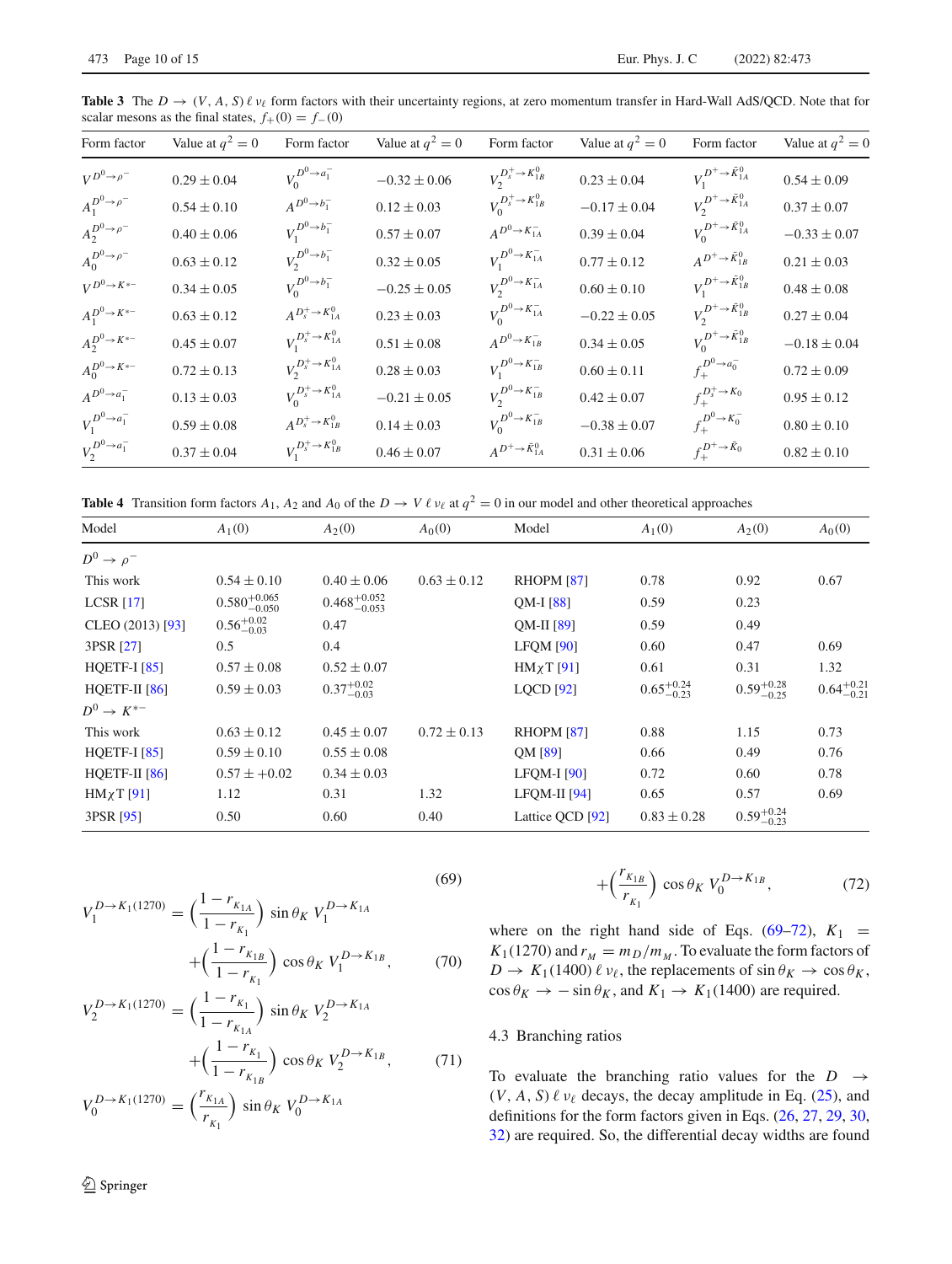**Table 3** The $D \to (V, A, S)\,\ell\,\nu_\ell$ form factors with their uncertainty regions, at zero momentum transfer in Hard-Wall AdS/QCD. Note that for scalar mesons as the final states, $f_+(0) = f_-(0)$

| Form factor | Value at $q^2=0$ | Form factor | Value at $q^2=0$ | Form factor | Value at $q^2=0$ | Form factor | Value at $q^2=0$ |
|---|---|---|---|---|---|---|---|
| $V^{D^0\to\rho^-}$ | $0.29\pm0.04$ | $V_0^{D^0\to a_1^-}$ | $-0.32\pm0.06$ | $V_2^{D_s^+\to K_{1B}^0}$ | $0.23\pm0.04$ | $V_1^{D^+\to\bar{K}_{1A}^0}$ | $0.54\pm0.09$ |
| $A_1^{D^0\to\rho^-}$ | $0.54\pm0.10$ | $A^{D^0\to b_1^-}$ | $0.12\pm0.03$ | $V_0^{D_s^+\to K_{1B}^0}$ | $-0.17\pm0.04$ | $V_2^{D^+\to\bar{K}_{1A}^0}$ | $0.37\pm0.07$ |
| $A_2^{D^0\to\rho^-}$ | $0.40\pm0.06$ | $V_1^{D^0\to b_1^-}$ | $0.57\pm0.07$ | $A^{D^0\to K_{1A}^-}$ | $0.39\pm0.04$ | $V_0^{D^+\to\bar{K}_{1A}^0}$ | $-0.33\pm0.07$ |
| $A_0^{D^0\to\rho^-}$ | $0.63\pm0.12$ | $V_2^{D^0\to b_1^-}$ | $0.32\pm0.05$ | $V_1^{D^0\to K_{1A}^-}$ | $0.77\pm0.12$ | $A^{D^+\to\bar{K}_{1B}^0}$ | $0.21\pm0.03$ |
| $V^{D^0\to K^{*-}}$ | $0.34\pm0.05$ | $V_0^{D^0\to b_1^-}$ | $-0.25\pm0.05$ | $V_2^{D^0\to K_{1A}^-}$ | $0.60\pm0.10$ | $V_1^{D^+\to\bar{K}_{1B}^0}$ | $0.48\pm0.08$ |
| $A_1^{D^0\to K^{*-}}$ | $0.63\pm0.12$ | $A^{D_s^+\to K_{1A}^0}$ | $0.23\pm0.03$ | $V_0^{D^0\to K_{1A}^-}$ | $-0.22\pm0.05$ | $V_2^{D^+\to\bar{K}_{1B}^0}$ | $0.27\pm0.04$ |
| $A_2^{D^0\to K^{*-}}$ | $0.45\pm0.07$ | $V_1^{D_s^+\to K_{1A}^0}$ | $0.51\pm0.08$ | $A^{D^0\to K_{1B}^-}$ | $0.34\pm0.05$ | $V_0^{D^+\to\bar{K}_{1B}^0}$ | $-0.18\pm0.04$ |
| $A_0^{D^0\to K^{*-}}$ | $0.72\pm0.13$ | $V_2^{D_s^+\to K_{1A}^0}$ | $0.28\pm0.03$ | $V_1^{D^0\to K_{1B}^-}$ | $0.60\pm0.11$ | $f_+^{D^0\to a_0^-}$ | $0.72\pm0.09$ |
| $A^{D^0\to a_1^-}$ | $0.13\pm0.03$ | $V_0^{D_s^+\to K_{1A}^0}$ | $-0.21\pm0.05$ | $V_2^{D^0\to K_{1B}^-}$ | $0.42\pm0.07$ | $f_+^{D_s^+\to K_0}$ | $0.95\pm0.12$ |
| $V_1^{D^0\to a_1^-}$ | $0.59\pm0.08$ | $A^{D_s^+\to K_{1B}^0}$ | $0.14\pm0.03$ | $V_0^{D^0\to K_{1B}^-}$ | $-0.38\pm0.07$ | $f_+^{D^0\to K_0^-}$ | $0.80\pm0.10$ |
| $V_2^{D^0\to a_1^-}$ | $0.37\pm0.04$ | $V_1^{D_s^+\to K_{1B}^0}$ | $0.46\pm0.07$ | $A^{D^+\to\bar{K}_{1A}^0}$ | $0.31\pm0.06$ | $f_+^{D^+\to\bar{K}_0}$ | $0.82\pm0.10$ |

**Table 4** Transition form factors $A_1$, $A_2$ and $A_0$ of the $D \to V\,\ell\,\nu_\ell$ at $q^2=0$ in our model and other theoretical approaches

| Model | $A_1(0)$ | $A_2(0)$ | $A_0(0)$ | Model | $A_1(0)$ | $A_2(0)$ | $A_0(0)$ |
|---|---|---|---|---|---|---|---|
| $D^0\to\rho^-$ | | | | | | | |
| This work | $0.54\pm0.10$ | $0.40\pm0.06$ | $0.63\pm0.12$ | RHOPM [87] | 0.78 | 0.92 | 0.67 |
| LCSR [17] | $0.580^{+0.065}_{-0.050}$ | $0.468^{+0.052}_{-0.053}$ | | QM-I [88] | 0.59 | 0.23 | |
| CLEO (2013) [93] | $0.56^{+0.02}_{-0.03}$ | 0.47 | | QM-II [89] | 0.59 | 0.49 | |
| 3PSR [27] | 0.5 | 0.4 | | LFQM [90] | 0.60 | 0.47 | 0.69 |
| HQETF-I [85] | $0.57\pm0.08$ | $0.52\pm0.07$ | | HM$\chi$T [91] | 0.61 | 0.31 | 1.32 |
| HQETF-II [86] | $0.59\pm0.03$ | $0.37^{+0.02}_{-0.03}$ | | LQCD [92] | $0.65^{+0.24}_{-0.23}$ | $0.59^{+0.28}_{-0.25}$ | $0.64^{+0.21}_{-0.21}$ |
| $D^0\to K^{*-}$ | | | | | | | |
| This work | $0.63\pm0.12$ | $0.45\pm0.07$ | $0.72\pm0.13$ | RHOPM [87] | 0.88 | 1.15 | 0.73 |
| HQETF-I [85] | $0.59\pm0.10$ | $0.55\pm0.08$ | | QM [89] | 0.66 | 0.49 | 0.76 |
| HQETF-II [86] | $0.57\pm+0.02$ | $0.34\pm0.03$ | | LFQM-I [90] | 0.72 | 0.60 | 0.78 |
| HM$\chi$T [91] | 1.12 | 0.31 | 1.32 | LFQM-II [94] | 0.65 | 0.57 | 0.69 |
| 3PSR [95] | 0.50 | 0.60 | 0.40 | Lattice QCD [92] | $0.83\pm0.28$ | $0.59^{+0.24}_{-0.23}$ | |

$$(69)$$

$$V_1^{D\to K_1(1270)} = \left(\frac{1-r_{K_{1A}}}{1-r_{K_1}}\right)\sin\theta_K\, V_1^{D\to K_{1A}} + \left(\frac{1-r_{K_{1B}}}{1-r_{K_1}}\right)\cos\theta_K\, V_1^{D\to K_{1B}}, \qquad (70)$$

$$V_2^{D\to K_1(1270)} = \left(\frac{1-r_{K_1}}{1-r_{K_{1A}}}\right)\sin\theta_K\, V_2^{D\to K_{1A}} + \left(\frac{1-r_{K_1}}{1-r_{K_{1B}}}\right)\cos\theta_K\, V_2^{D\to K_{1B}}, \qquad (71)$$

$$V_0^{D\to K_1(1270)} = \left(\frac{r_{K_{1A}}}{r_{K_1}}\right)\sin\theta_K\, V_0^{D\to K_{1A}} + \left(\frac{r_{K_{1B}}}{r_{K_1}}\right)\cos\theta_K\, V_0^{D\to K_{1B}}, \qquad (72)$$

where on the right hand side of Eqs. (69–72), $K_1 = K_1(1270)$ and $r_M = m_D/m_M$. To evaluate the form factors of $D \to K_1(1400)\,\ell\,\nu_\ell$, the replacements of $\sin\theta_K \to \cos\theta_K$, $\cos\theta_K \to -\sin\theta_K$, and $K_1 \to K_1(1400)$ are required.

### 4.3 Branching ratios

To evaluate the branching ratio values for the $D \to (V, A, S)\,\ell\,\nu_\ell$ decays, the decay amplitude in Eq. (25), and definitions for the form factors given in Eqs. (26, 27, 29, 30, 32) are required. So, the differential decay widths are found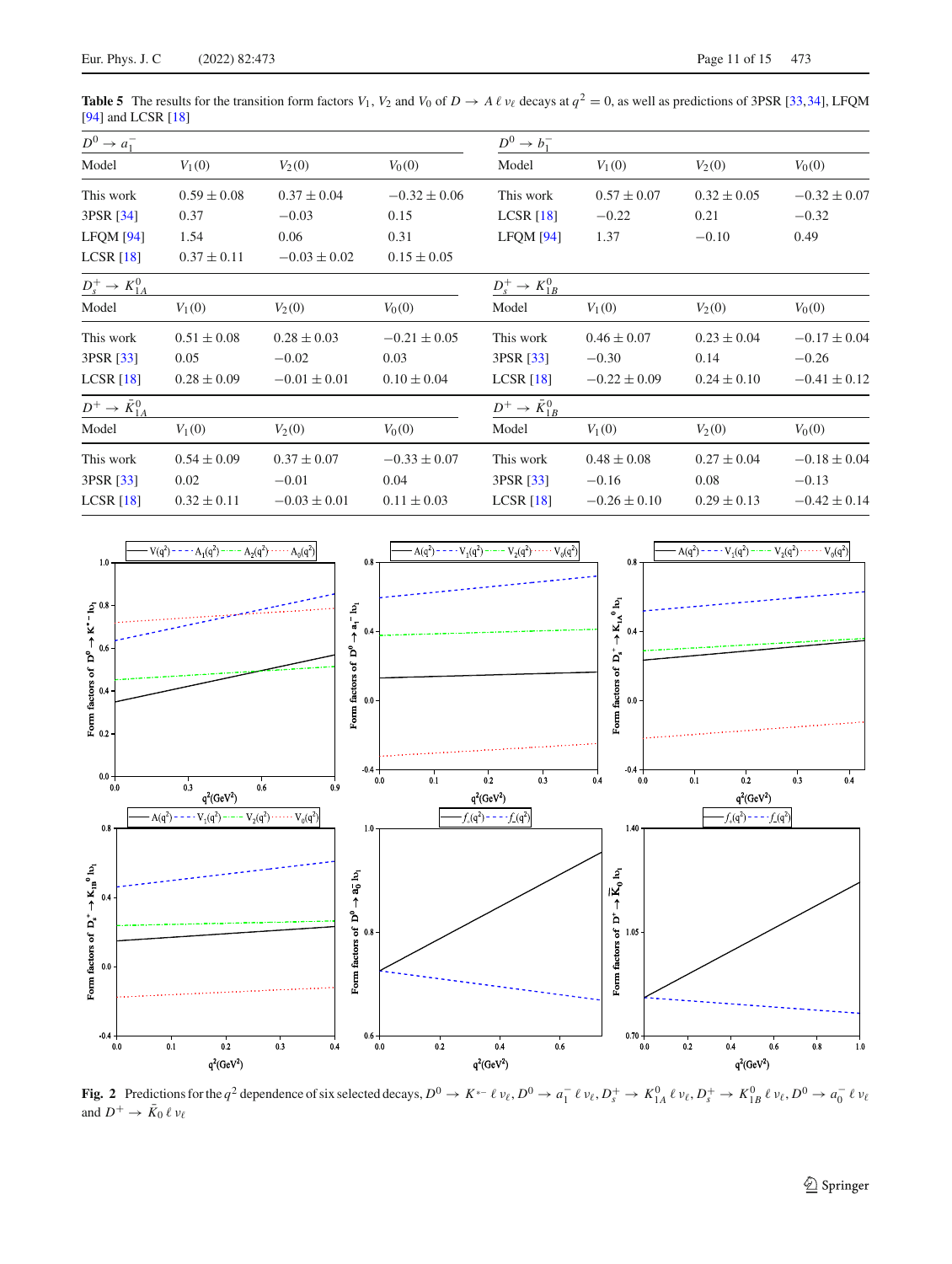**Table 5** The results for the transition form factors $V_1$, $V_2$ and $V_0$ of $D \to A\,\ell\,\nu_\ell$ decays at $q^2 = 0$, as well as predictions of 3PSR [33,34], LFQM [94] and LCSR [18]

| $D^0 \to a_1^-$ | | | | $D^0 \to b_1^-$ | | | |
|---|---|---|---|---|---|---|---|
| Model | $V_1(0)$ | $V_2(0)$ | $V_0(0)$ | Model | $V_1(0)$ | $V_2(0)$ | $V_0(0)$ |
| This work | $0.59 \pm 0.08$ | $0.37 \pm 0.04$ | $-0.32 \pm 0.06$ | This work | $0.57 \pm 0.07$ | $0.32 \pm 0.05$ | $-0.32 \pm 0.07$ |
| 3PSR [34] | 0.37 | $-0.03$ | 0.15 | LCSR [18] | $-0.22$ | 0.21 | $-0.32$ |
| LFQM [94] | 1.54 | 0.06 | 0.31 | LFQM [94] | 1.37 | $-0.10$ | 0.49 |
| LCSR [18] | $0.37 \pm 0.11$ | $-0.03 \pm 0.02$ | $0.15 \pm 0.05$ | | | | |

| $D_s^+ \to K_{1A}^0$ | | | | $D_s^+ \to K_{1B}^0$ | | | |
|---|---|---|---|---|---|---|---|
| Model | $V_1(0)$ | $V_2(0)$ | $V_0(0)$ | Model | $V_1(0)$ | $V_2(0)$ | $V_0(0)$ |
| This work | $0.51 \pm 0.08$ | $0.28 \pm 0.03$ | $-0.21 \pm 0.05$ | This work | $0.46 \pm 0.07$ | $0.23 \pm 0.04$ | $-0.17 \pm 0.04$ |
| 3PSR [33] | 0.05 | $-0.02$ | 0.03 | 3PSR [33] | $-0.30$ | 0.14 | $-0.26$ |
| LCSR [18] | $0.28 \pm 0.09$ | $-0.01 \pm 0.01$ | $0.10 \pm 0.04$ | LCSR [18] | $-0.22 \pm 0.09$ | $0.24 \pm 0.10$ | $-0.41 \pm 0.12$ |

| $D^+ \to \bar{K}_{1A}^0$ | | | | $D^+ \to \bar{K}_{1B}^0$ | | | |
|---|---|---|---|---|---|---|---|
| Model | $V_1(0)$ | $V_2(0)$ | $V_0(0)$ | Model | $V_1(0)$ | $V_2(0)$ | $V_0(0)$ |
| This work | $0.54 \pm 0.09$ | $0.37 \pm 0.07$ | $-0.33 \pm 0.07$ | This work | $0.48 \pm 0.08$ | $0.27 \pm 0.04$ | $-0.18 \pm 0.04$ |
| 3PSR [33] | 0.02 | $-0.01$ | 0.04 | 3PSR [33] | $-0.16$ | 0.08 | $-0.13$ |
| LCSR [18] | $0.32 \pm 0.11$ | $-0.03 \pm 0.01$ | $0.11 \pm 0.03$ | LCSR [18] | $-0.26 \pm 0.10$ | $0.29 \pm 0.13$ | $-0.42 \pm 0.14$ |

**Fig. 2** Predictions for the $q^2$ dependence of six selected decays, $D^0 \to K^{*-}\,\ell\,\nu_\ell$, $D^0 \to a_1^-\,\ell\,\nu_\ell$, $D_s^+ \to K_{1A}^0\,\ell\,\nu_\ell$, $D_s^+ \to K_{1B}^0\,\ell\,\nu_\ell$, $D^0 \to a_0^-\,\ell\,\nu_\ell$ and $D^+ \to \bar{K}_0\,\ell\,\nu_\ell$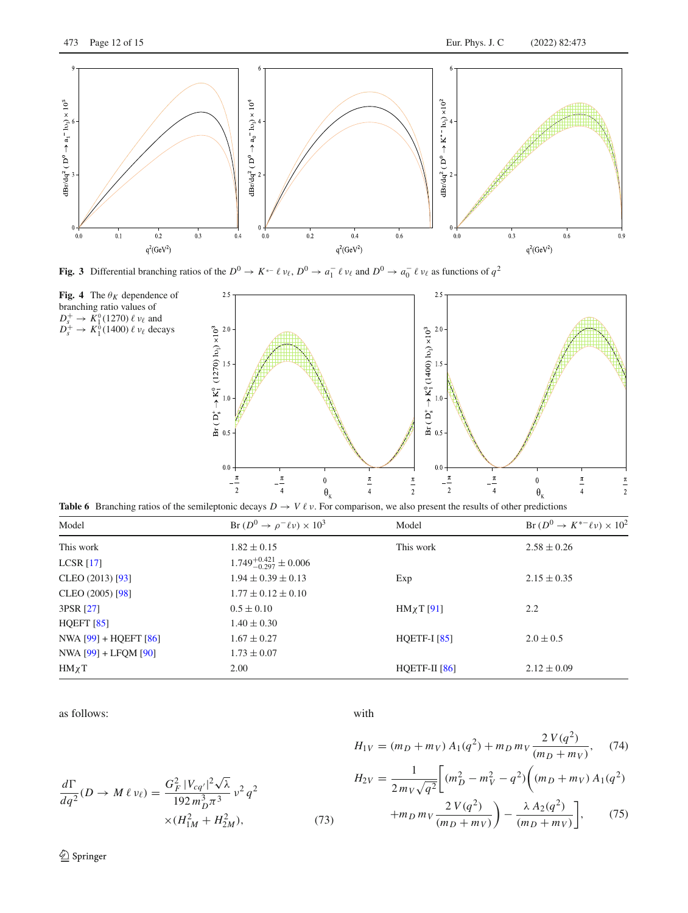**Fig. 3** Differential branching ratios of the $D^0 \to K^{*-}\,\ell\,\nu_\ell$, $D^0 \to a_1^-\,\ell\,\nu_\ell$ and $D^0 \to a_0^-\,\ell\,\nu_\ell$ as functions of $q^2$

**Fig. 4** The $\theta_K$ dependence of branching ratio values of $D_s^+ \to K_1^0(1270)\,\ell\,\nu_\ell$ and $D_s^+ \to K_1^0(1400)\,\ell\,\nu_\ell$ decays

**Table 6** Branching ratios of the semileptonic decays $D \to V\,\ell\,\nu$. For comparison, we also present the results of other predictions

| Model | Br $(D^0 \to \rho^- \ell \nu) \times 10^3$ | Model | Br $(D^0 \to K^{*-} \ell \nu) \times 10^2$ |
|---|---|---|---|
| This work | $1.82 \pm 0.15$ | This work | $2.58 \pm 0.26$ |
| LCSR [17] | $1.749^{+0.421}_{-0.297} \pm 0.006$ | | |
| CLEO (2013) [93] | $1.94 \pm 0.39 \pm 0.13$ | Exp | $2.15 \pm 0.35$ |
| CLEO (2005) [98] | $1.77 \pm 0.12 \pm 0.10$ | | |
| 3PSR [27] | $0.5 \pm 0.10$ | HM$\chi$T [91] | 2.2 |
| HQEFT [85] | $1.40 \pm 0.30$ | | |
| NWA [99] + HQEFT [86] | $1.67 \pm 0.27$ | HQETF-I [85] | $2.0 \pm 0.5$ |
| NWA [99] + LFQM [90] | $1.73 \pm 0.07$ | | |
| HM$\chi$T | 2.00 | HQETF-II [86] | $2.12 \pm 0.09$ |

as follows:

$$\frac{d\Gamma}{dq^2}(D \to M\,\ell\,\nu_\ell) = \frac{G_F^2\,|V_{cq'}|^2\sqrt{\lambda}}{192\,m_D^3\pi^3}\,\nu^2\,q^2 \times (H_{1M}^2 + H_{2M}^2), \tag{73}$$

with

$$H_{1V} = (m_D + m_V)\,A_1(q^2) + m_D\,m_V\,\frac{2\,V(q^2)}{(m_D + m_V)}, \tag{74}$$

$$H_{2V} = \frac{1}{2\,m_V\sqrt{q^2}}\bigg[(m_D^2 - m_V^2 - q^2)\bigg((m_D + m_V)\,A_1(q^2) + m_D\,m_V\,\frac{2\,V(q^2)}{(m_D + m_V)}\bigg) - \frac{\lambda\,A_2(q^2)}{(m_D + m_V)}\bigg], \tag{75}$$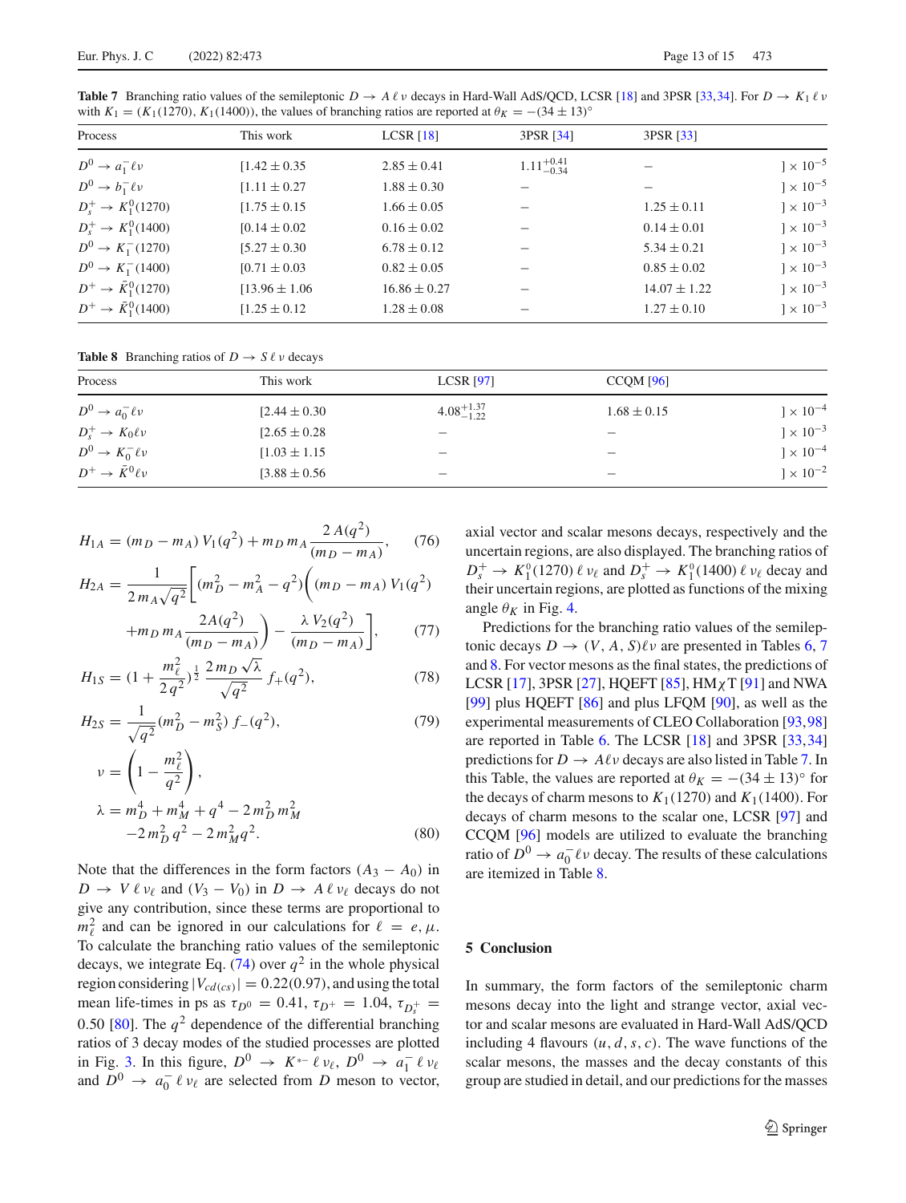**Table 7** Branching ratio values of the semileptonic $D \to A\,\ell\,\nu$ decays in Hard-Wall AdS/QCD, LCSR [18] and 3PSR [33,34]. For $D \to K_1\,\ell\,\nu$ with $K_1 = (K_1(1270), K_1(1400))$, the values of branching ratios are reported at $\theta_K = -(34 \pm 13)^\circ$

| Process | This work | LCSR [18] | 3PSR [34] | 3PSR [33] | |
|---|---|---|---|---|---|
| $D^0 \to a_1^- \ell\nu$ | $[1.42 \pm 0.35$ | $2.85 \pm 0.41$ | $1.11^{+0.41}_{-0.34}$ | – | $] \times 10^{-5}$ |
| $D^0 \to b_1^- \ell\nu$ | $[1.11 \pm 0.27$ | $1.88 \pm 0.30$ | – | – | $] \times 10^{-5}$ |
| $D_s^+ \to K_1^0(1270)$ | $[1.75 \pm 0.15$ | $1.66 \pm 0.05$ | – | $1.25 \pm 0.11$ | $] \times 10^{-3}$ |
| $D_s^+ \to K_1^0(1400)$ | $[0.14 \pm 0.02$ | $0.16 \pm 0.02$ | – | $0.14 \pm 0.01$ | $] \times 10^{-3}$ |
| $D^0 \to K_1^-(1270)$ | $[5.27 \pm 0.30$ | $6.78 \pm 0.12$ | – | $5.34 \pm 0.21$ | $] \times 10^{-3}$ |
| $D^0 \to K_1^-(1400)$ | $[0.71 \pm 0.03$ | $0.82 \pm 0.05$ | – | $0.85 \pm 0.02$ | $] \times 10^{-3}$ |
| $D^+ \to \bar{K}_1^0(1270)$ | $[13.96 \pm 1.06$ | $16.86 \pm 0.27$ | – | $14.07 \pm 1.22$ | $] \times 10^{-3}$ |
| $D^+ \to \bar{K}_1^0(1400)$ | $[1.25 \pm 0.12$ | $1.28 \pm 0.08$ | – | $1.27 \pm 0.10$ | $] \times 10^{-3}$ |

**Table 8** Branching ratios of $D \to S\,\ell\,\nu$ decays

| Process | This work | LCSR [97] | CCQM [96] | |
|---|---|---|---|---|
| $D^0 \to a_0^- \ell\nu$ | $[2.44 \pm 0.30$ | $4.08^{+1.37}_{-1.22}$ | $1.68 \pm 0.15$ | $] \times 10^{-4}$ |
| $D_s^+ \to K_0 \ell\nu$ | $[2.65 \pm 0.28$ | – | – | $] \times 10^{-3}$ |
| $D^0 \to K_0^- \ell\nu$ | $[1.03 \pm 1.15$ | – | – | $] \times 10^{-4}$ |
| $D^+ \to \bar{K}^0 \ell\nu$ | $[3.88 \pm 0.56$ | – | – | $] \times 10^{-2}$ |

$$H_{1A} = (m_D - m_A)\, V_1(q^2) + m_D\, m_A \frac{2\,A(q^2)}{(m_D - m_A)}, \tag{76}$$

$$H_{2A} = \frac{1}{2\,m_A\sqrt{q^2}}\Bigg[(m_D^2 - m_A^2 - q^2)\Bigg((m_D - m_A)\, V_1(q^2) + m_D\, m_A \frac{2A(q^2)}{(m_D - m_A)}\Bigg) - \frac{\lambda\, V_2(q^2)}{(m_D - m_A)}\Bigg], \tag{77}$$

$$H_{1S} = (1 + \frac{m_\ell^2}{2\,q^2})^{\frac{1}{2}}\, \frac{2\,m_D\sqrt{\lambda}}{\sqrt{q^2}}\, f_+(q^2), \tag{78}$$

$$H_{2S} = \frac{1}{\sqrt{q^2}}(m_D^2 - m_S^2)\, f_-(q^2), \tag{79}$$

$$\nu = \left(1 - \frac{m_\ell^2}{q^2}\right),$$

$$\lambda = m_D^4 + m_M^4 + q^4 - 2\,m_D^2\,m_M^2 - 2\,m_D^2\,q^2 - 2\,m_M^2 q^2. \tag{80}$$

Note that the differences in the form factors $(A_3 - A_0)$ in $D \to V\,\ell\,\nu_\ell$ and $(V_3 - V_0)$ in $D \to A\,\ell\,\nu_\ell$ decays do not give any contribution, since these terms are proportional to $m_\ell^2$ and can be ignored in our calculations for $\ell = e, \mu$. To calculate the branching ratio values of the semileptonic decays, we integrate Eq. (74) over $q^2$ in the whole physical region considering $|V_{cd(cs)}| = 0.22(0.97)$, and using the total mean life-times in ps as $\tau_{D^0} = 0.41$, $\tau_{D^+} = 1.04$, $\tau_{D_s^+} = 0.50$ [80]. The $q^2$ dependence of the differential branching ratios of 3 decay modes of the studied processes are plotted in Fig. 3. In this figure, $D^0 \to K^{*-}\,\ell\,\nu_\ell$, $D^0 \to a_1^-\,\ell\,\nu_\ell$ and $D^0 \to a_0^-\,\ell\,\nu_\ell$ are selected from $D$ meson to vector, axial vector and scalar mesons decays, respectively and the uncertain regions, are also displayed. The branching ratios of $D_s^+ \to K_1^0(1270)\,\ell\,\nu_\ell$ and $D_s^+ \to K_1^0(1400)\,\ell\,\nu_\ell$ decay and their uncertain regions, are plotted as functions of the mixing angle $\theta_K$ in Fig. 4.

Predictions for the branching ratio values of the semileptonic decays $D \to (V, A, S)\ell\nu$ are presented in Tables 6, 7 and 8. For vector mesons as the final states, the predictions of LCSR [17], 3PSR [27], HQEFT [85], HM$\chi$T [91] and NWA [99] plus HQEFT [86] and plus LFQM [90], as well as the experimental measurements of CLEO Collaboration [93,98] are reported in Table 6. The LCSR [18] and 3PSR [33,34] predictions for $D \to A\ell\nu$ decays are also listed in Table 7. In this Table, the values are reported at $\theta_K = -(34 \pm 13)^\circ$ for the decays of charm mesons to $K_1(1270)$ and $K_1(1400)$. For decays of charm mesons to the scalar one, LCSR [97] and CCQM [96] models are utilized to evaluate the branching ratio of $D^0 \to a_0^-\ell\nu$ decay. The results of these calculations are itemized in Table 8.

## 5 Conclusion

In summary, the form factors of the semileptonic charm mesons decay into the light and strange vector, axial vector and scalar mesons are evaluated in Hard-Wall AdS/QCD including 4 flavours $(u, d, s, c)$. The wave functions of the scalar mesons, the masses and the decay constants of this group are studied in detail, and our predictions for the masses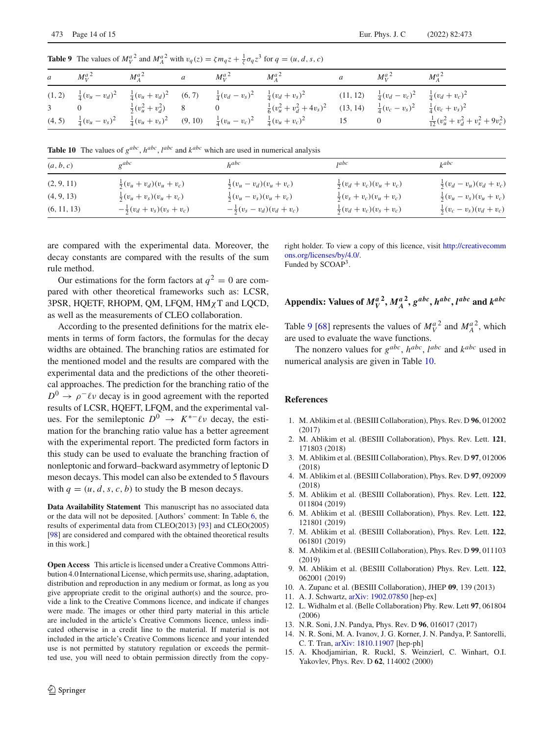**Table 9** The values of $M_V^{a\,2}$ and $M_A^{a\,2}$ with $v_q(z) = \zeta m_q z + \frac{1}{\zeta}\sigma_q z^3$ for $q = (u, d, s, c)$

| $a$ | $M_V^{a\,2}$ | $M_A^{a\,2}$ | $a$ | $M_V^{a\,2}$ | $M_A^{a\,2}$ | $a$ | $M_V^{a\,2}$ | $M_A^{a\,2}$ |
|---|---|---|---|---|---|---|---|---|
| (1, 2) | $\frac{1}{4}(v_u - v_d)^2$ | $\frac{1}{4}(v_u + v_d)^2$ | (6, 7) | $\frac{1}{4}(v_d - v_s)^2$ | $\frac{1}{4}(v_d + v_s)^2$ | (11, 12) | $\frac{1}{4}(v_d - v_c)^2$ | $\frac{1}{4}(v_d + v_c)^2$ |
| 3 | 0 | $\frac{1}{2}(v_u^2 + v_d^2)$ | 8 | 0 | $\frac{1}{6}(v_u^2 + v_d^2 + 4v_s)^2$ | (13, 14) | $\frac{1}{4}(v_c - v_s)^2$ | $\frac{1}{4}(v_c + v_s)^2$ |
| (4, 5) | $\frac{1}{4}(v_u - v_s)^2$ | $\frac{1}{4}(v_u + v_s)^2$ | (9, 10) | $\frac{1}{4}(v_u - v_c)^2$ | $\frac{1}{4}(v_u + v_c)^2$ | 15 | 0 | $\frac{1}{12}(v_u^2 + v_d^2 + v_s^2 + 9v_c^2)$ |

**Table 10** The values of $g^{abc}$, $h^{abc}$, $l^{abc}$ and $k^{abc}$ which are used in numerical analysis

| $(a, b, c)$ | $g^{abc}$ | $h^{abc}$ | $l^{abc}$ | $k^{abc}$ |
|---|---|---|---|---|
| (2, 9, 11) | $\frac{1}{2}(v_u + v_d)(v_u + v_c)$ | $\frac{1}{2}(v_u - v_d)(v_u + v_c)$ | $\frac{1}{2}(v_d + v_c)(v_u + v_c)$ | $\frac{1}{2}(v_d - v_u)(v_d + v_c)$ |
| (4, 9, 13) | $\frac{1}{2}(v_u + v_s)(v_u + v_c)$ | $\frac{1}{2}(v_u - v_s)(v_u + v_c)$ | $\frac{1}{2}(v_s + v_c)(v_u + v_c)$ | $\frac{1}{2}(v_u - v_s)(v_u + v_c)$ |
| (6, 11, 13) | $-\frac{1}{2}(v_d + v_s)(v_s + v_c)$ | $-\frac{1}{2}(v_s - v_d)(v_d + v_c)$ | $\frac{1}{2}(v_d + v_c)(v_s + v_c)$ | $\frac{1}{2}(v_c - v_s)(v_d + v_c)$ |

are compared with the experimental data. Moreover, the decay constants are compared with the results of the sum rule method.

Our estimations for the form factors at $q^2 = 0$ are compared with other theoretical frameworks such as: LCSR, 3PSR, HQETF, RHOPM, QM, LFQM, HM$\chi$T and LQCD, as well as the measurements of CLEO collaboration.

According to the presented definitions for the matrix elements in terms of form factors, the formulas for the decay widths are obtained. The branching ratios are estimated for the mentioned model and the results are compared with the experimental data and the predictions of the other theoretical approaches. The prediction for the branching ratio of the $D^0 \to \rho^- \ell \nu$ decay is in good agreement with the reported results of LCSR, HQEFT, LFQM, and the experimental values. For the semileptonic $D^0 \to K^{*-} \ell \nu$ decay, the estimation for the branching ratio value has a better agreement with the experimental report. The predicted form factors in this study can be used to evaluate the branching fraction of nonleptonic and forward–backward asymmetry of leptonic D meson decays. This model can also be extended to 5 flavours with $q = (u, d, s, c, b)$ to study the B meson decays.

**Data Availability Statement** This manuscript has no associated data or the data will not be deposited. [Authors' comment: In Table 6, the results of experimental data from CLEO(2013) [93] and CLEO(2005) [98] are considered and compared with the obtained theoretical results in this work.]

**Open Access** This article is licensed under a Creative Commons Attribution 4.0 International License, which permits use, sharing, adaptation, distribution and reproduction in any medium or format, as long as you give appropriate credit to the original author(s) and the source, provide a link to the Creative Commons licence, and indicate if changes were made. The images or other third party material in this article are included in the article's Creative Commons licence, unless indicated otherwise in a credit line to the material. If material is not included in the article's Creative Commons licence and your intended use is not permitted by statutory regulation or exceeds the permitted use, you will need to obtain permission directly from the copyright holder. To view a copy of this licence, visit http://creativecommons.org/licenses/by/4.0/.
Funded by SCOAP[3].

## Appendix: Values of $M_V^{a\,2}$, $M_A^{a\,2}$, $g^{abc}$, $h^{abc}$, $l^{abc}$ and $k^{abc}$

Table 9 [68] represents the values of $M_V^{a\,2}$ and $M_A^{a\,2}$, which are used to evaluate the wave functions.

The nonzero values for $g^{abc}$, $h^{abc}$, $l^{abc}$ and $k^{abc}$ used in numerical analysis are given in Table 10.

## References

1. M. Ablikim et al. (BESIII Collaboration), Phys. Rev. D **96**, 012002 (2017)
2. M. Ablikim et al. (BESIII Collaboration), Phys. Rev. Lett. **121**, 171803 (2018)
3. M. Ablikim et al. (BESIII Collaboration), Phys. Rev. D **97**, 012006 (2018)
4. M. Ablikim et al. (BESIII Collaboration), Phys. Rev. D **97**, 092009 (2018)
5. M. Ablikim et al. (BESIII Collaboration), Phys. Rev. Lett. **122**, 011804 (2019)
6. M. Ablikim et al. (BESIII Collaboration), Phys. Rev. Lett. **122**, 121801 (2019)
7. M. Ablikim et al. (BESIII Collaboration), Phys. Rev. Lett. **122**, 061801 (2019)
8. M. Ablikim et al. (BESIII Collaboration), Phys. Rev. D **99**, 011103 (2019)
9. M. Ablikim et al. (BESIII Collaboration) Phys. Rev. Lett. **122**, 062001 (2019)
10. A. Zupanc et al. (BESIII Collaboration), JHEP **09**, 139 (2013)
11. A. J. Schwartz, arXiv: 1902.07850 [hep-ex]
12. L. Widhalm et al. (Belle Collaboration) Phy. Rew. Lett **97**, 061804 (2006)
13. N.R. Soni, J.N. Pandya, Phys. Rev. D **96**, 016017 (2017)
14. N. R. Soni, M. A. Ivanov, J. G. Korner, J. N. Pandya, P. Santorelli, C. T. Tran, arXiv: 1810.11907 [hep-ph]
15. A. Khodjamirian, R. Ruckl, S. Weinzierl, C. Winhart, O.I. Yakovlev, Phys. Rev. D **62**, 114002 (2000)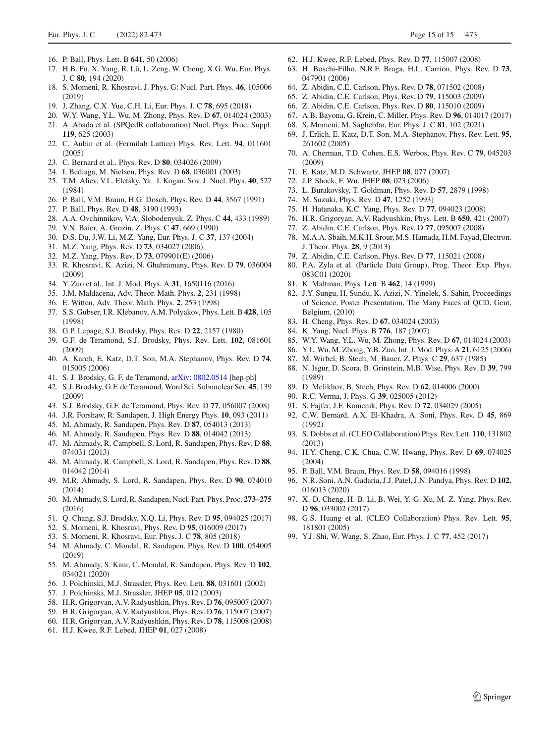16. P. Ball, Phys. Lett. B **641**, 50 (2006)
17. H.B. Fu, X. Yang, R. Lü, L. Zeng, W. Cheng, X.G. Wu, Eur. Phys. J. C **80**, 194 (2020)
18. S. Momeni, R. Khosravi, J. Phys. G: Nucl. Part. Phys. **46**, 105006 (2019)
19. J. Zhang, C.X. Yue, C.H. Li, Eur. Phys. J. C **78**, 695 (2018)
20. W.Y. Wang, Y.L. Wu, M. Zhong, Phys. Rev. D **67**, 014024 (2003)
21. A. Abada et al. (SPQcdR collaboration) Nucl. Phys. Proc. Suppl. **119**, 625 (2003)
22. C. Aubin et al. (Fermilab Lattice) Phys. Rev. Lett. **94**, 011601 (2005)
23. C. Bernard et al., Phys. Rev. D **80**, 034026 (2009)
24. I. Bediaga, M. Nielsen, Phys. Rev. D **68**, 036001 (2003)
25. T.M. Aliev, V.L. Eletsky, Ya.. I. Kogan, Sov. J. Nucl. Phys. **40**, 527 (1984)
26. P. Ball, V.M. Braun, H.G. Dosch, Phys. Rev. D **44**, 3567 (1991)
27. P. Ball, Phys. Rev. D **48**, 3190 (1993)
28. A.A. Ovchinnikov, V.A. Slobodenyuk, Z. Phys. C **44**, 433 (1989)
29. V.N. Baier, A. Grozin, Z. Phys. C **47**, 669 (1990)
30. D.S. Du, J.W. Li, M.Z. Yang, Eur. Phys. J. C **37**, 137 (2004)
31. M.Z. Yang, Phys. Rev. D **73**, 034027 (2006)
32. M.Z. Yang, Phys. Rev. D **73**, 079901(E) (2006)
33. R. Khosravi, K. Azizi, N. Ghahramany, Phys. Rev. D **79**, 036004 (2009)
34. Y. Zuo et al., Int. J. Mod. Phys. A **31**, 1650116 (2016)
35. J.M. Maldacena, Adv. Theor. Math. Phys. **2**, 231 (1998)
36. E. Witten, Adv. Theor. Math. Phys. **2**, 253 (1998)
37. S.S. Gubser, I.R. Klebanov, A.M. Polyakov, Phys. Lett. B **428**, 105 (1998)
38. G.P. Lepage, S.J. Brodsky, Phys. Rev. D **22**, 2157 (1980)
39. G.F. de Teramond, S.J. Brodsky, Phys. Rev. Lett. **102**, 081601 (2009)
40. A. Karch, E. Katz, D.T. Son, M.A. Stephanov, Phys. Rev. D **74**, 015005 (2006)
41. S. J. Brodsky, G. F. de Teramond, arXiv: 0802.0514 [hep-ph]
42. S.J. Brodsky, G.F. de Teramond, Word Sci. Subnuclear Ser. **45**, 139 (2009)
43. S.J. Brodsky, G.F. de Teramond, Phys. Rev. D **77**, 056007 (2008)
44. J.R. Forshaw, R. Sandapen, J. High Energy Phys. **10**, 093 (2011)
45. M. Ahmady, R. Sandapen, Phys. Rev. D **87**, 054013 (2013)
46. M. Ahmady, R. Sandapen, Phys. Rev. D **88**, 014042 (2013)
47. M. Ahmady, R. Campbell, S. Lord, R. Sandapen, Phys. Rev. D **88**, 074031 (2013)
48. M. Ahmady, R. Campbell, S. Lord, R. Sandapen, Phys. Rev. D **88**, 014042 (2014)
49. M.R. Ahmady, S. Lord, R. Sandapen, Phys. Rev. D **90**, 074010 (2014)
50. M. Ahmady, S. Lord, R. Sandapen, Nucl. Part. Phys. Proc. **273–275** (2016)
51. Q. Chang, S.J. Brodsky, X.Q. Li, Phys. Rev. D **95**, 094025 (2017)
52. S. Momeni, R. Khosravi, Phys. Rev. D **95**, 016009 (2017)
53. S. Momeni, R. Khosravi, Eur. Phys. J. C **78**, 805 (2018)
54. M. Ahmady, C. Mondal, R. Sandapen, Phys. Rev. D **100**, 054005 (2019)
55. M. Ahmady, S. Kaur, C. Mondal, R. Sandapen, Phys. Rev. D **102**, 034021 (2020)
56. J. Polchinski, M.J. Strassler, Phys. Rev. Lett. **88**, 031601 (2002)
57. J. Polchinski, M.J. Strassler, JHEP **05**, 012 (2003)
58. H.R. Grigoryan, A.V. Radyushkin, Phys. Rev. D **76**, 095007 (2007)
59. H.R. Grigoryan, A.V. Radyushkin, Phys. Rev. D **76**, 115007 (2007)
60. H.R. Grigoryan, A.V. Radyushkin, Phys. Rev. D **78**, 115008 (2008)
61. H.J. Kwee, R.F. Lebed, JHEP **01**, 027 (2008)
62. H.J. Kwee, R.F. Lebed, Phys. Rev. D **77**, 115007 (2008)
63. H. Boschi-Filho, N.R.F. Braga, H.L. Carrion, Phys. Rev. D **73**, 047901 (2006)
64. Z. Abidin, C.E. Carlson, Phys. Rev. D **78**, 071502 (2008)
65. Z. Abidin, C.E. Carlson, Phys. Rev. D **79**, 115003 (2009)
66. Z. Abidin, C.E. Carlson, Phys. Rev. D **80**, 115010 (2009)
67. A.B. Bayona, G. Krein, C. Miller, Phys. Rev. D **96**, 014017 (2017)
68. S. Momeni, M. Saghebfar, Eur. Phys. J. C **81**, 102 (2021)
69. J. Erlich, E. Katz, D.T. Son, M.A. Stephanov, Phys. Rev. Lett. **95**, 261602 (2005)
70. A. Cherman, T.D. Cohen, E.S. Werbos, Phys. Rev. C **79**, 045203 (2009)
71. E. Katz, M.D. Schwartz, JHEP **08**, 077 (2007)
72. J.P. Shock, F. Wu, JHEP **08**, 023 (2006)
73. L. Burakovsky, T. Goldman, Phys. Rev. D **57**, 2879 (1998)
74. M. Suzuki, Phys. Rev. D **47**, 1252 (1993)
75. H. Hatanaka, K.C. Yang, Phys. Rev. D **77**, 094023 (2008)
76. H.R. Grigoryan, A.V. Radyushkin, Phys. Lett. B **650**, 421 (2007)
77. Z. Abidin, C.E. Carlson, Phys. Rev. D **77**, 095007 (2008)
78. M.A.A. Sbaih, M.K.H. Srour, M.S. Hamada, H.M. Fayad, Electron. J. Theor. Phys. **28**, 9 (2013)
79. Z. Abidin, C.E. Carlson, Phys. Rev. D **77**, 115021 (2008)
80. P.A. Zyla et al. (Particle Data Group), Prog. Theor. Exp. Phys. 083C01 (2020)
81. K. Maltman, Phys. Lett. B **462**, 14 (1999)
82. J.Y. Sungu, H. Sundu, K. Azizi, N. Yinelek, S. Sahin, Proceedings of Science, Poster Presentation, The Many Faces of QCD, Gent, Belgium, (2010)
83. H. Cheng, Phys. Rev. D **67**, 034024 (2003)
84. K. Yang, Nucl. Phys. B **776**, 187 (2007)
85. W.Y. Wang, Y.L. Wu, M. Zhong, Phys. Rev. D **67**, 014024 (2003)
86. Y.L. Wu, M. Zhong, Y.B. Zuo, Int. J. Mod. Phys. A **21**, 6125 (2006)
87. M. Wirbel, B. Stech, M. Bauer, Z. Phys. C **29**, 637 (1985)
88. N. Isgur, D. Scora, B. Grinstein, M.B. Wise, Phys. Rev. D **39**, 799 (1989)
89. D. Melikhov, B. Stech, Phys. Rev. D **62**, 014006 (2000)
90. R.C. Verma, J. Phys. G **39**, 025005 (2012)
91. S. Fajfer, J.F. Kamenik, Phys. Rev. D **72**, 034029 (2005)
92. C.W. Bernard, A.X. El-Khadra, A. Soni, Phys. Rev. D **45**, 869 (1992)
93. S. Dobbs et al. (CLEO Collaboration) Phys. Rev. Lett. **110**, 131802 (2013)
94. H.Y. Cheng, C.K. Chua, C.W. Hwang, Phys. Rev. D **69**, 074025 (2004)
95. P. Ball, V.M. Braun, Phys. Rev. D **58**, 094016 (1998)
96. N.R. Soni, A.N. Gadaria, J.J. Patel, J.N. Pandya, Phys. Rev. D **102**, 016013 (2020)
97. X.-D. Cheng, H.-B. Li, B. Wei, Y.-G. Xu, M.-Z. Yang, Phys. Rev. D **96**, 033002 (2017)
98. G.S. Huang et al. (CLEO Collaboration) Phys. Rev. Lett. **95**, 181801 (2005)
99. Y.J. Shi, W. Wang, S. Zhao, Eur. Phys. J. C **77**, 452 (2017)